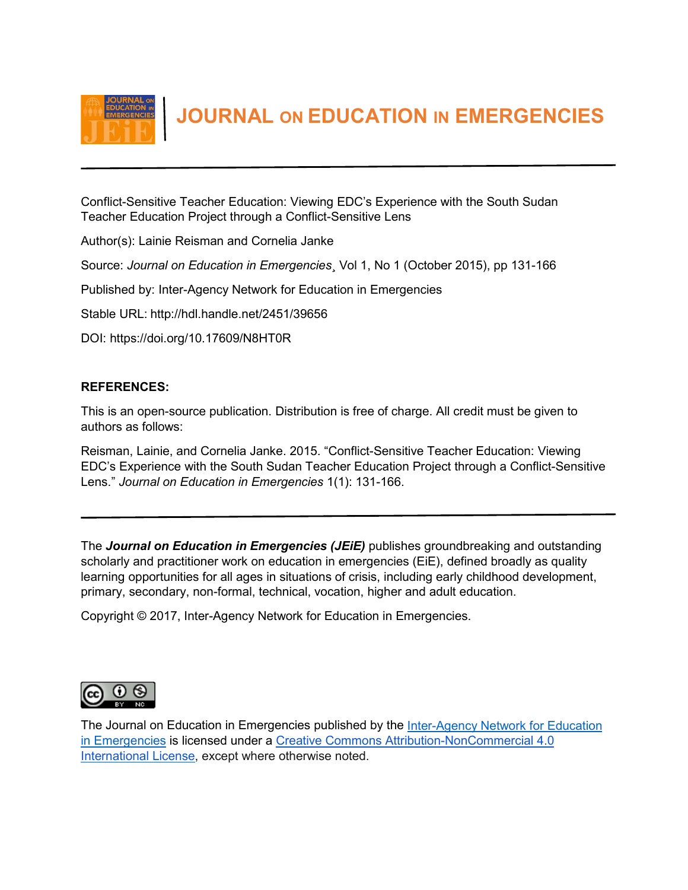# JOURNAL ON EDUCATION IN EMERGENCIES

Conflict-Sensitive Teacher Education: Viewing EDC's Experience with the South Sudan Teacher Education Project through a Conflict-Sensitive Lens

Author(s): Lainie Reisman and Cornelia Janke

Source: *Journal on Education in Emergencies*¸ Vol 1, No 1 (October 2015), pp 131-166

Published by: Inter-Agency Network for Education in Emergencies

Stable URL: http://hdl.handle.net/2451/39656

DOI: https://doi.org/10.17609/N8HT0R

**REFERENCES:**

This is an open-source publication. Distribution is free of charge. All credit must be given to authors as follows:

Reisman, Lainie, and Cornelia Janke. 2015. "Conflict-Sensitive Teacher Education: Viewing EDC's Experience with the South Sudan Teacher Education Project through a Conflict-Sensitive Lens." *Journal on Education in Emergencies* 1(1): 131-166.

---

The ***Journal on Education in Emergencies (JEiE)*** publishes groundbreaking and outstanding scholarly and practitioner work on education in emergencies (EiE), defined broadly as quality learning opportunities for all ages in situations of crisis, including early childhood development, primary, secondary, non-formal, technical, vocation, higher and adult education.

Copyright © 2017, Inter-Agency Network for Education in Emergencies.

The Journal on Education in Emergencies published by the [Inter-Agency Network for Education in Emergencies] is licensed under a [Creative Commons Attribution-NonCommercial 4.0 International License], except where otherwise noted.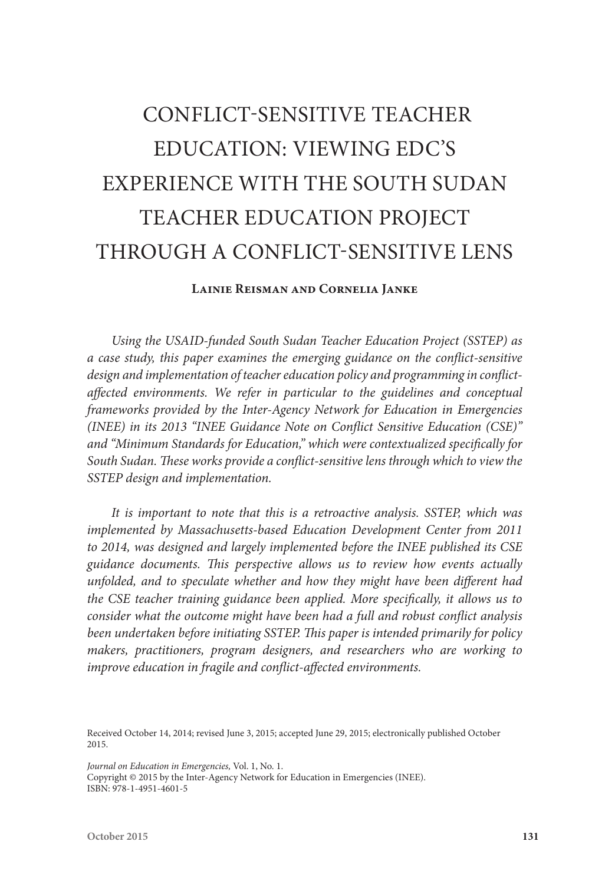# CONFLICT-SENSITIVE TEACHER EDUCATION: VIEWING EDC'S EXPERIENCE WITH THE SOUTH SUDAN TEACHER EDUCATION PROJECT THROUGH A CONFLICT-SENSITIVE LENS

**Lainie Reisman and Cornelia Janke**

*Using the USAID-funded South Sudan Teacher Education Project (SSTEP) as a case study, this paper examines the emerging guidance on the conflict-sensitive design and implementation of teacher education policy and programming in conflict-affected environments. We refer in particular to the guidelines and conceptual frameworks provided by the Inter-Agency Network for Education in Emergencies (INEE) in its 2013 "INEE Guidance Note on Conflict Sensitive Education (CSE)" and "Minimum Standards for Education," which were contextualized specifically for South Sudan. These works provide a conflict-sensitive lens through which to view the SSTEP design and implementation.*

*It is important to note that this is a retroactive analysis. SSTEP, which was implemented by Massachusetts-based Education Development Center from 2011 to 2014, was designed and largely implemented before the INEE published its CSE guidance documents. This perspective allows us to review how events actually unfolded, and to speculate whether and how they might have been different had the CSE teacher training guidance been applied. More specifically, it allows us to consider what the outcome might have been had a full and robust conflict analysis been undertaken before initiating SSTEP. This paper is intended primarily for policy makers, practitioners, program designers, and researchers who are working to improve education in fragile and conflict-affected environments.*

Received October 14, 2014; revised June 3, 2015; accepted June 29, 2015; electronically published October 2015.

*Journal on Education in Emergencies,* Vol. 1, No. 1.
Copyright © 2015 by the Inter-Agency Network for Education in Emergencies (INEE).
ISBN: 978-1-4951-4601-5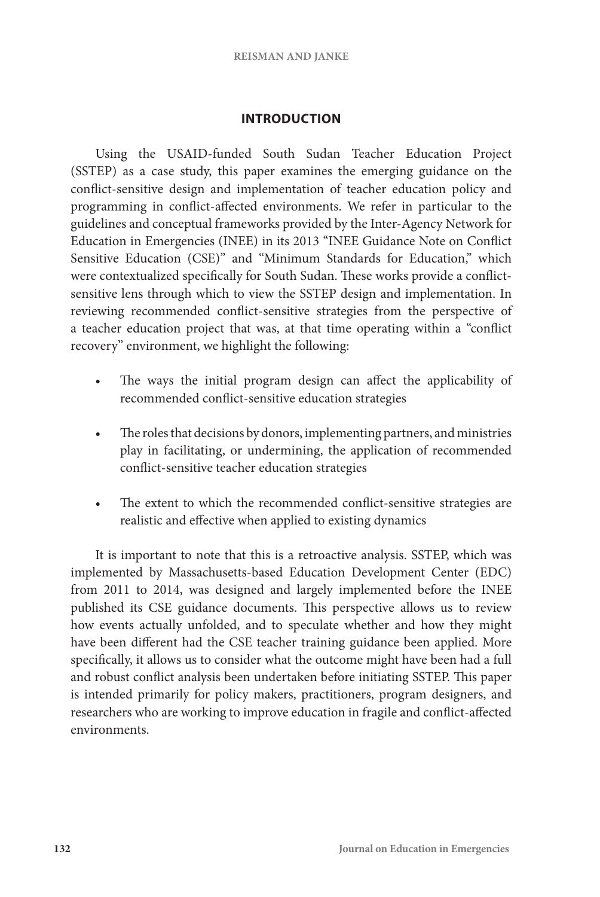## INTRODUCTION

Using the USAID-funded South Sudan Teacher Education Project (SSTEP) as a case study, this paper examines the emerging guidance on the conflict-sensitive design and implementation of teacher education policy and programming in conflict-affected environments. We refer in particular to the guidelines and conceptual frameworks provided by the Inter-Agency Network for Education in Emergencies (INEE) in its 2013 "INEE Guidance Note on Conflict Sensitive Education (CSE)" and "Minimum Standards for Education," which were contextualized specifically for South Sudan. These works provide a conflict-sensitive lens through which to view the SSTEP design and implementation. In reviewing recommended conflict-sensitive strategies from the perspective of a teacher education project that was, at that time operating within a "conflict recovery" environment, we highlight the following:

- The ways the initial program design can affect the applicability of recommended conflict-sensitive education strategies
- The roles that decisions by donors, implementing partners, and ministries play in facilitating, or undermining, the application of recommended conflict-sensitive teacher education strategies
- The extent to which the recommended conflict-sensitive strategies are realistic and effective when applied to existing dynamics

It is important to note that this is a retroactive analysis. SSTEP, which was implemented by Massachusetts-based Education Development Center (EDC) from 2011 to 2014, was designed and largely implemented before the INEE published its CSE guidance documents. This perspective allows us to review how events actually unfolded, and to speculate whether and how they might have been different had the CSE teacher training guidance been applied. More specifically, it allows us to consider what the outcome might have been had a full and robust conflict analysis been undertaken before initiating SSTEP. This paper is intended primarily for policy makers, practitioners, program designers, and researchers who are working to improve education in fragile and conflict-affected environments.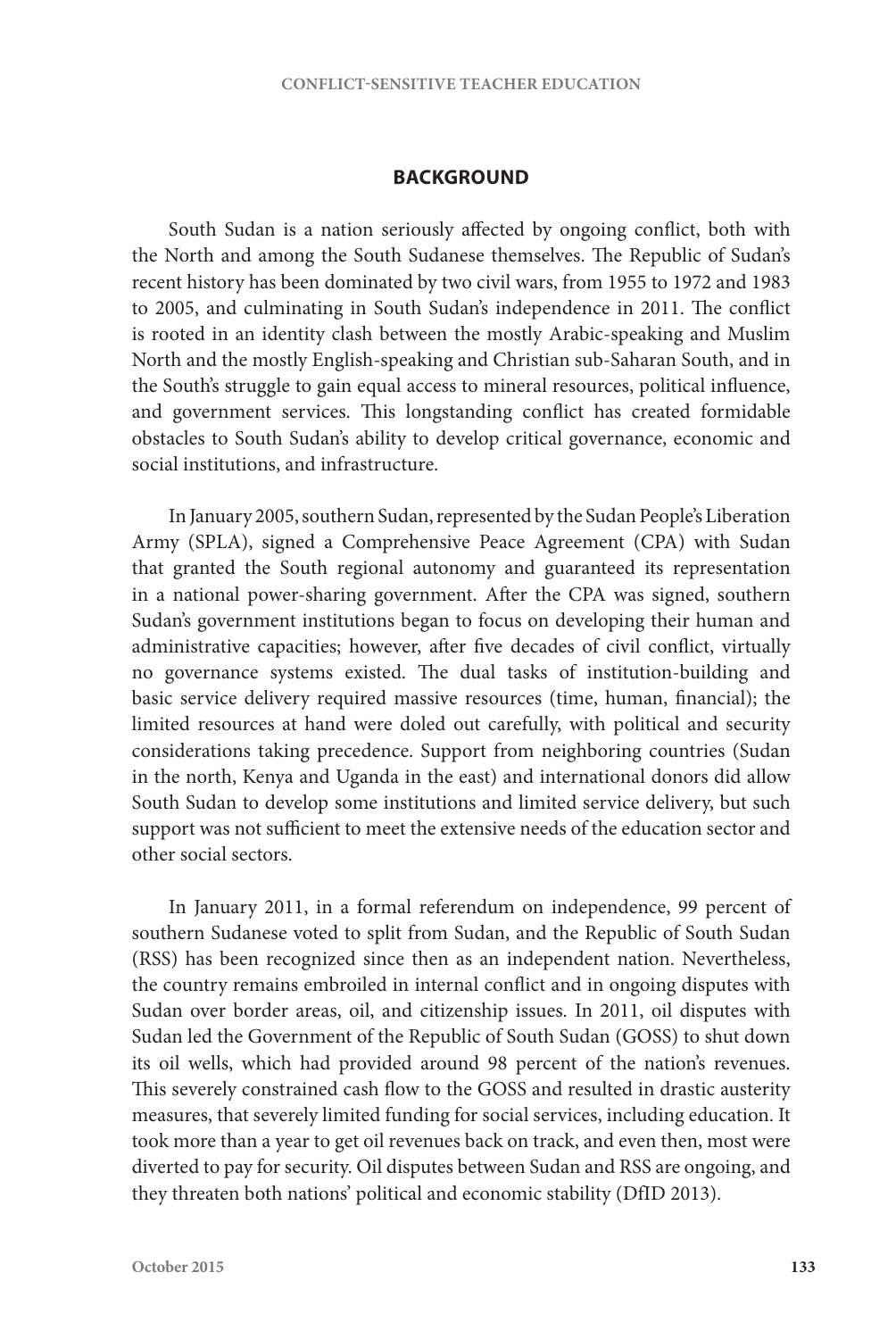## BACKGROUND

South Sudan is a nation seriously affected by ongoing conflict, both with the North and among the South Sudanese themselves. The Republic of Sudan's recent history has been dominated by two civil wars, from 1955 to 1972 and 1983 to 2005, and culminating in South Sudan's independence in 2011. The conflict is rooted in an identity clash between the mostly Arabic-speaking and Muslim North and the mostly English-speaking and Christian sub-Saharan South, and in the South's struggle to gain equal access to mineral resources, political influence, and government services. This longstanding conflict has created formidable obstacles to South Sudan's ability to develop critical governance, economic and social institutions, and infrastructure.

In January 2005, southern Sudan, represented by the Sudan People's Liberation Army (SPLA), signed a Comprehensive Peace Agreement (CPA) with Sudan that granted the South regional autonomy and guaranteed its representation in a national power-sharing government. After the CPA was signed, southern Sudan's government institutions began to focus on developing their human and administrative capacities; however, after five decades of civil conflict, virtually no governance systems existed. The dual tasks of institution-building and basic service delivery required massive resources (time, human, financial); the limited resources at hand were doled out carefully, with political and security considerations taking precedence. Support from neighboring countries (Sudan in the north, Kenya and Uganda in the east) and international donors did allow South Sudan to develop some institutions and limited service delivery, but such support was not sufficient to meet the extensive needs of the education sector and other social sectors.

In January 2011, in a formal referendum on independence, 99 percent of southern Sudanese voted to split from Sudan, and the Republic of South Sudan (RSS) has been recognized since then as an independent nation. Nevertheless, the country remains embroiled in internal conflict and in ongoing disputes with Sudan over border areas, oil, and citizenship issues. In 2011, oil disputes with Sudan led the Government of the Republic of South Sudan (GOSS) to shut down its oil wells, which had provided around 98 percent of the nation's revenues. This severely constrained cash flow to the GOSS and resulted in drastic austerity measures, that severely limited funding for social services, including education. It took more than a year to get oil revenues back on track, and even then, most were diverted to pay for security. Oil disputes between Sudan and RSS are ongoing, and they threaten both nations' political and economic stability (DfID 2013).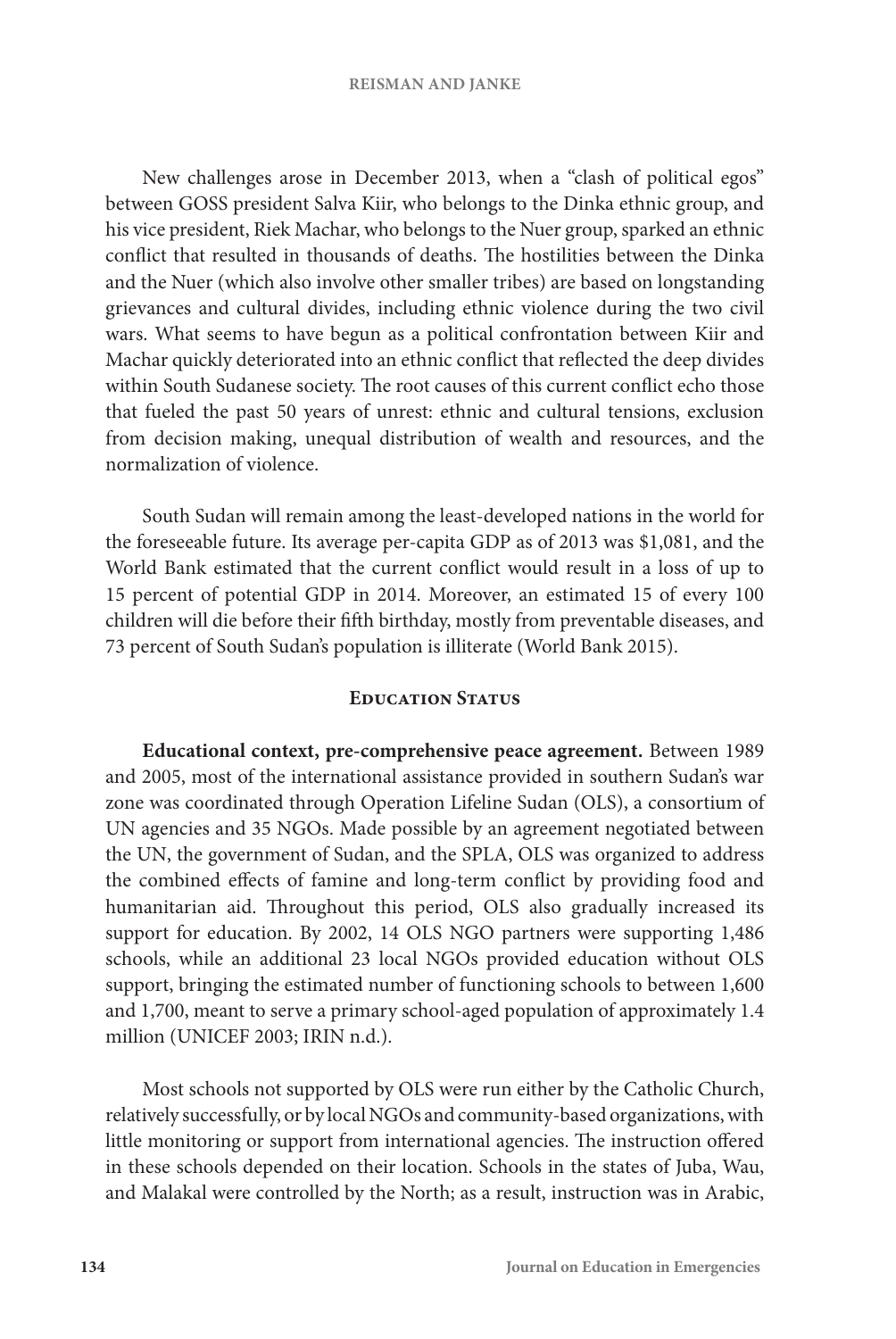New challenges arose in December 2013, when a "clash of political egos" between GOSS president Salva Kiir, who belongs to the Dinka ethnic group, and his vice president, Riek Machar, who belongs to the Nuer group, sparked an ethnic conflict that resulted in thousands of deaths. The hostilities between the Dinka and the Nuer (which also involve other smaller tribes) are based on longstanding grievances and cultural divides, including ethnic violence during the two civil wars. What seems to have begun as a political confrontation between Kiir and Machar quickly deteriorated into an ethnic conflict that reflected the deep divides within South Sudanese society. The root causes of this current conflict echo those that fueled the past 50 years of unrest: ethnic and cultural tensions, exclusion from decision making, unequal distribution of wealth and resources, and the normalization of violence.

South Sudan will remain among the least-developed nations in the world for the foreseeable future. Its average per-capita GDP as of 2013 was $1,081, and the World Bank estimated that the current conflict would result in a loss of up to 15 percent of potential GDP in 2014. Moreover, an estimated 15 of every 100 children will die before their fifth birthday, mostly from preventable diseases, and 73 percent of South Sudan's population is illiterate (World Bank 2015).

## Education Status

**Educational context, pre-comprehensive peace agreement.** Between 1989 and 2005, most of the international assistance provided in southern Sudan's war zone was coordinated through Operation Lifeline Sudan (OLS), a consortium of UN agencies and 35 NGOs. Made possible by an agreement negotiated between the UN, the government of Sudan, and the SPLA, OLS was organized to address the combined effects of famine and long-term conflict by providing food and humanitarian aid. Throughout this period, OLS also gradually increased its support for education. By 2002, 14 OLS NGO partners were supporting 1,486 schools, while an additional 23 local NGOs provided education without OLS support, bringing the estimated number of functioning schools to between 1,600 and 1,700, meant to serve a primary school-aged population of approximately 1.4 million (UNICEF 2003; IRIN n.d.).

Most schools not supported by OLS were run either by the Catholic Church, relatively successfully, or by local NGOs and community-based organizations, with little monitoring or support from international agencies. The instruction offered in these schools depended on their location. Schools in the states of Juba, Wau, and Malakal were controlled by the North; as a result, instruction was in Arabic,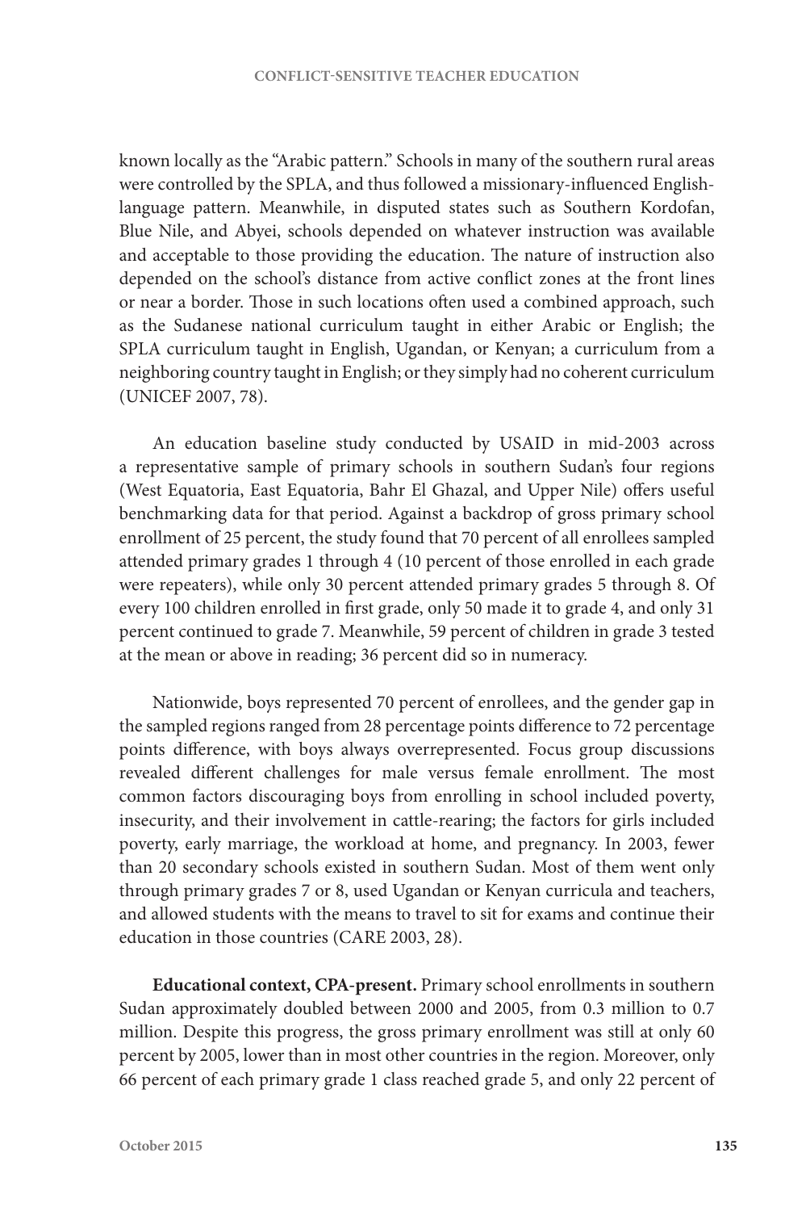known locally as the "Arabic pattern." Schools in many of the southern rural areas were controlled by the SPLA, and thus followed a missionary-influenced English-language pattern. Meanwhile, in disputed states such as Southern Kordofan, Blue Nile, and Abyei, schools depended on whatever instruction was available and acceptable to those providing the education. The nature of instruction also depended on the school's distance from active conflict zones at the front lines or near a border. Those in such locations often used a combined approach, such as the Sudanese national curriculum taught in either Arabic or English; the SPLA curriculum taught in English, Ugandan, or Kenyan; a curriculum from a neighboring country taught in English; or they simply had no coherent curriculum (UNICEF 2007, 78).

An education baseline study conducted by USAID in mid-2003 across a representative sample of primary schools in southern Sudan's four regions (West Equatoria, East Equatoria, Bahr El Ghazal, and Upper Nile) offers useful benchmarking data for that period. Against a backdrop of gross primary school enrollment of 25 percent, the study found that 70 percent of all enrollees sampled attended primary grades 1 through 4 (10 percent of those enrolled in each grade were repeaters), while only 30 percent attended primary grades 5 through 8. Of every 100 children enrolled in first grade, only 50 made it to grade 4, and only 31 percent continued to grade 7. Meanwhile, 59 percent of children in grade 3 tested at the mean or above in reading; 36 percent did so in numeracy.

Nationwide, boys represented 70 percent of enrollees, and the gender gap in the sampled regions ranged from 28 percentage points difference to 72 percentage points difference, with boys always overrepresented. Focus group discussions revealed different challenges for male versus female enrollment. The most common factors discouraging boys from enrolling in school included poverty, insecurity, and their involvement in cattle-rearing; the factors for girls included poverty, early marriage, the workload at home, and pregnancy. In 2003, fewer than 20 secondary schools existed in southern Sudan. Most of them went only through primary grades 7 or 8, used Ugandan or Kenyan curricula and teachers, and allowed students with the means to travel to sit for exams and continue their education in those countries (CARE 2003, 28).

**Educational context, CPA-present.** Primary school enrollments in southern Sudan approximately doubled between 2000 and 2005, from 0.3 million to 0.7 million. Despite this progress, the gross primary enrollment was still at only 60 percent by 2005, lower than in most other countries in the region. Moreover, only 66 percent of each primary grade 1 class reached grade 5, and only 22 percent of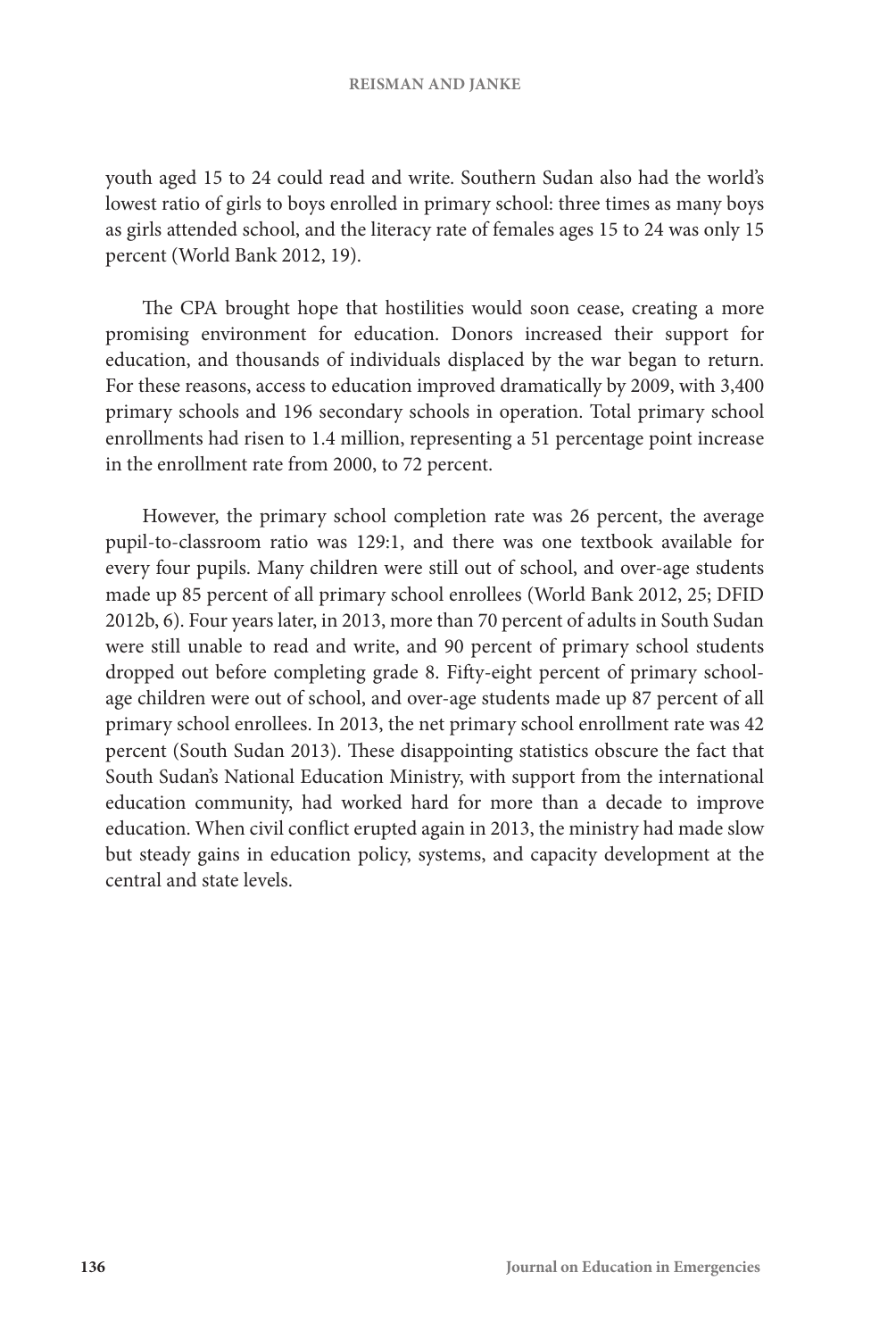youth aged 15 to 24 could read and write. Southern Sudan also had the world's lowest ratio of girls to boys enrolled in primary school: three times as many boys as girls attended school, and the literacy rate of females ages 15 to 24 was only 15 percent (World Bank 2012, 19).

The CPA brought hope that hostilities would soon cease, creating a more promising environment for education. Donors increased their support for education, and thousands of individuals displaced by the war began to return. For these reasons, access to education improved dramatically by 2009, with 3,400 primary schools and 196 secondary schools in operation. Total primary school enrollments had risen to 1.4 million, representing a 51 percentage point increase in the enrollment rate from 2000, to 72 percent.

However, the primary school completion rate was 26 percent, the average pupil-to-classroom ratio was 129:1, and there was one textbook available for every four pupils. Many children were still out of school, and over-age students made up 85 percent of all primary school enrollees (World Bank 2012, 25; DFID 2012b, 6). Four years later, in 2013, more than 70 percent of adults in South Sudan were still unable to read and write, and 90 percent of primary school students dropped out before completing grade 8. Fifty-eight percent of primary school-age children were out of school, and over-age students made up 87 percent of all primary school enrollees. In 2013, the net primary school enrollment rate was 42 percent (South Sudan 2013). These disappointing statistics obscure the fact that South Sudan's National Education Ministry, with support from the international education community, had worked hard for more than a decade to improve education. When civil conflict erupted again in 2013, the ministry had made slow but steady gains in education policy, systems, and capacity development at the central and state levels.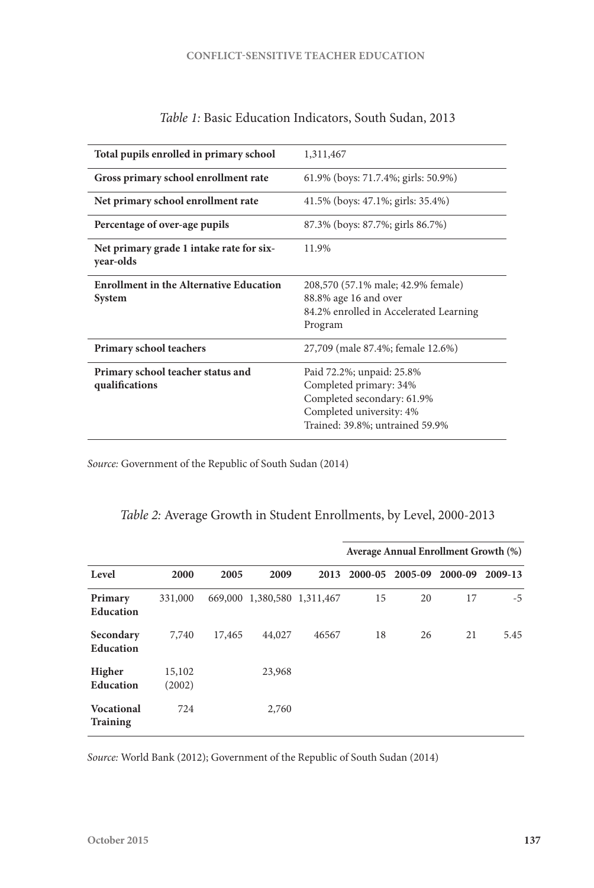*Table 1:* Basic Education Indicators, South Sudan, 2013

| | |
|---|---|
| **Total pupils enrolled in primary school** | 1,311,467 |
| **Gross primary school enrollment rate** | 61.9% (boys: 71.7.4%; girls: 50.9%) |
| **Net primary school enrollment rate** | 41.5% (boys: 47.1%; girls: 35.4%) |
| **Percentage of over-age pupils** | 87.3% (boys: 87.7%; girls 86.7%) |
| **Net primary grade 1 intake rate for six-year-olds** | 11.9% |
| **Enrollment in the Alternative Education System** | 208,570 (57.1% male; 42.9% female)<br>88.8% age 16 and over<br>84.2% enrolled in Accelerated Learning Program |
| **Primary school teachers** | 27,709 (male 87.4%; female 12.6%) |
| **Primary school teacher status and qualifications** | Paid 72.2%; unpaid: 25.8%<br>Completed primary: 34%<br>Completed secondary: 61.9%<br>Completed university: 4%<br>Trained: 39.8%; untrained 59.9% |

*Source:* Government of the Republic of South Sudan (2014)

*Table 2:* Average Growth in Student Enrollments, by Level, 2000-2013

| | | | | | **Average Annual Enrollment Growth (%)** | | | |
|---|---|---|---|---|---|---|---|---|
| **Level** | **2000** | **2005** | **2009** | **2013** | **2000-05** | **2005-09** | **2000-09** | **2009-13** |
| **Primary Education** | 331,000 | 669,000 | 1,380,580 | 1,311,467 | 15 | 20 | 17 | -5 |
| **Secondary Education** | 7,740 | 17,465 | 44,027 | 46567 | 18 | 26 | 21 | 5.45 |
| **Higher Education** | 15,102 (2002) | | 23,968 | | | | | |
| **Vocational Training** | 724 | | 2,760 | | | | | |

*Source:* World Bank (2012); Government of the Republic of South Sudan (2014)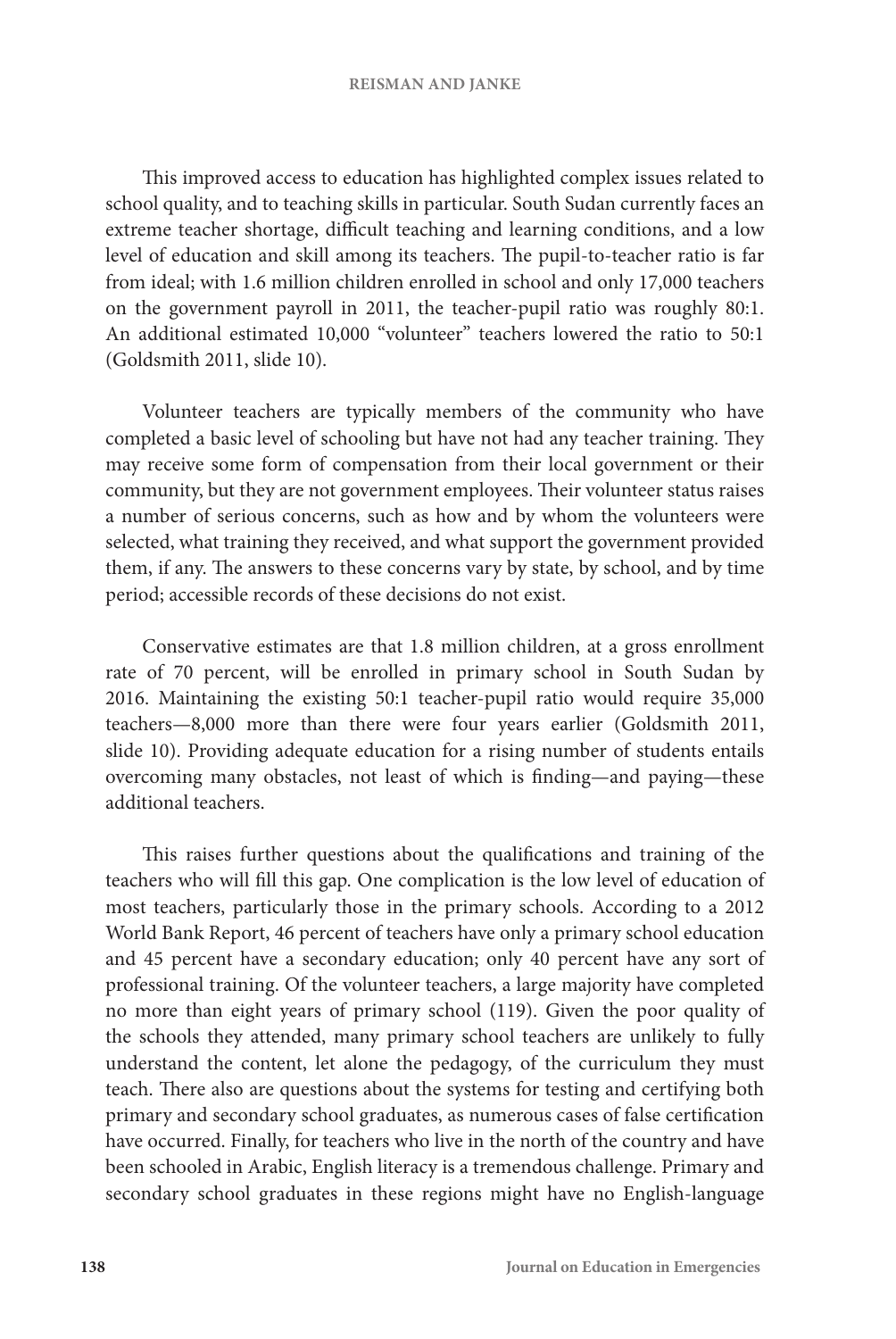This improved access to education has highlighted complex issues related to school quality, and to teaching skills in particular. South Sudan currently faces an extreme teacher shortage, difficult teaching and learning conditions, and a low level of education and skill among its teachers. The pupil-to-teacher ratio is far from ideal; with 1.6 million children enrolled in school and only 17,000 teachers on the government payroll in 2011, the teacher-pupil ratio was roughly 80:1. An additional estimated 10,000 "volunteer" teachers lowered the ratio to 50:1 (Goldsmith 2011, slide 10).

Volunteer teachers are typically members of the community who have completed a basic level of schooling but have not had any teacher training. They may receive some form of compensation from their local government or their community, but they are not government employees. Their volunteer status raises a number of serious concerns, such as how and by whom the volunteers were selected, what training they received, and what support the government provided them, if any. The answers to these concerns vary by state, by school, and by time period; accessible records of these decisions do not exist.

Conservative estimates are that 1.8 million children, at a gross enrollment rate of 70 percent, will be enrolled in primary school in South Sudan by 2016. Maintaining the existing 50:1 teacher-pupil ratio would require 35,000 teachers—8,000 more than there were four years earlier (Goldsmith 2011, slide 10). Providing adequate education for a rising number of students entails overcoming many obstacles, not least of which is finding—and paying—these additional teachers.

This raises further questions about the qualifications and training of the teachers who will fill this gap. One complication is the low level of education of most teachers, particularly those in the primary schools. According to a 2012 World Bank Report, 46 percent of teachers have only a primary school education and 45 percent have a secondary education; only 40 percent have any sort of professional training. Of the volunteer teachers, a large majority have completed no more than eight years of primary school (119). Given the poor quality of the schools they attended, many primary school teachers are unlikely to fully understand the content, let alone the pedagogy, of the curriculum they must teach. There also are questions about the systems for testing and certifying both primary and secondary school graduates, as numerous cases of false certification have occurred. Finally, for teachers who live in the north of the country and have been schooled in Arabic, English literacy is a tremendous challenge. Primary and secondary school graduates in these regions might have no English-language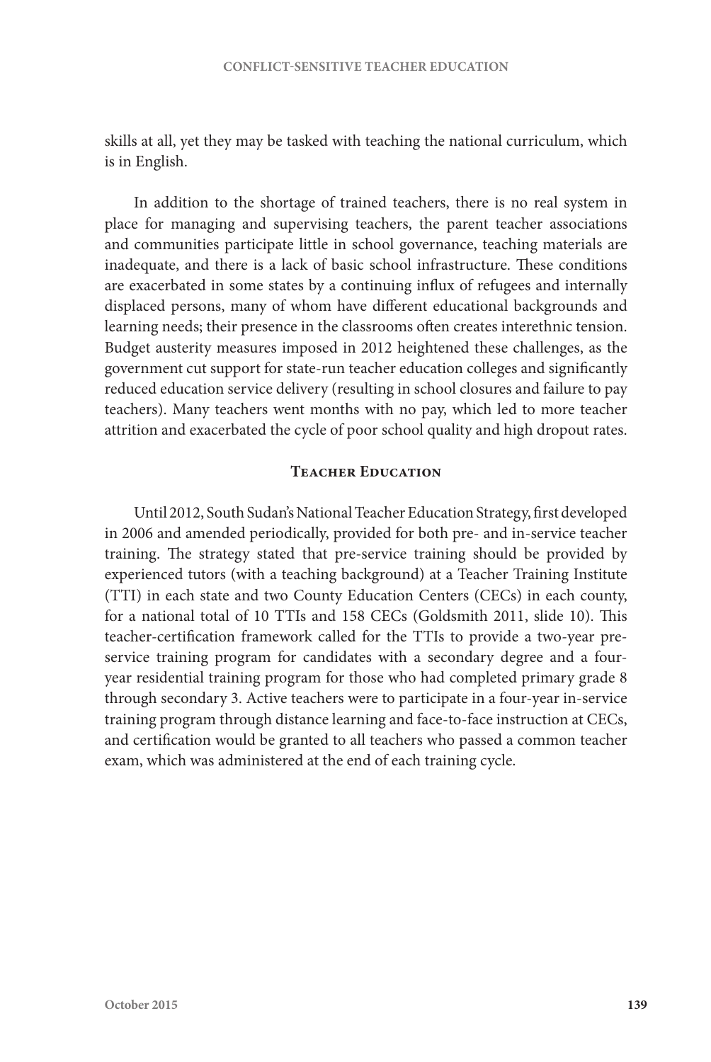skills at all, yet they may be tasked with teaching the national curriculum, which is in English.

In addition to the shortage of trained teachers, there is no real system in place for managing and supervising teachers, the parent teacher associations and communities participate little in school governance, teaching materials are inadequate, and there is a lack of basic school infrastructure. These conditions are exacerbated in some states by a continuing influx of refugees and internally displaced persons, many of whom have different educational backgrounds and learning needs; their presence in the classrooms often creates interethnic tension. Budget austerity measures imposed in 2012 heightened these challenges, as the government cut support for state-run teacher education colleges and significantly reduced education service delivery (resulting in school closures and failure to pay teachers). Many teachers went months with no pay, which led to more teacher attrition and exacerbated the cycle of poor school quality and high dropout rates.

## Teacher Education

Until 2012, South Sudan's National Teacher Education Strategy, first developed in 2006 and amended periodically, provided for both pre- and in-service teacher training. The strategy stated that pre-service training should be provided by experienced tutors (with a teaching background) at a Teacher Training Institute (TTI) in each state and two County Education Centers (CECs) in each county, for a national total of 10 TTIs and 158 CECs (Goldsmith 2011, slide 10). This teacher-certification framework called for the TTIs to provide a two-year pre-service training program for candidates with a secondary degree and a four-year residential training program for those who had completed primary grade 8 through secondary 3. Active teachers were to participate in a four-year in-service training program through distance learning and face-to-face instruction at CECs, and certification would be granted to all teachers who passed a common teacher exam, which was administered at the end of each training cycle.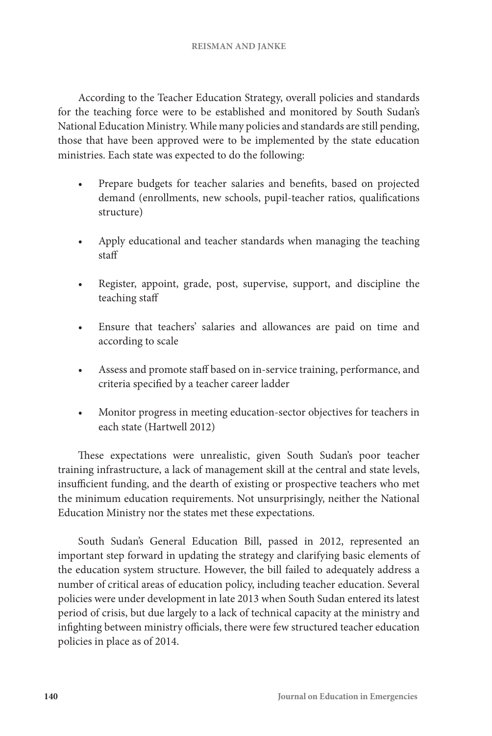According to the Teacher Education Strategy, overall policies and standards for the teaching force were to be established and monitored by South Sudan's National Education Ministry. While many policies and standards are still pending, those that have been approved were to be implemented by the state education ministries. Each state was expected to do the following:

- Prepare budgets for teacher salaries and benefits, based on projected demand (enrollments, new schools, pupil-teacher ratios, qualifications structure)
- Apply educational and teacher standards when managing the teaching staff
- Register, appoint, grade, post, supervise, support, and discipline the teaching staff
- Ensure that teachers' salaries and allowances are paid on time and according to scale
- Assess and promote staff based on in-service training, performance, and criteria specified by a teacher career ladder
- Monitor progress in meeting education-sector objectives for teachers in each state (Hartwell 2012)

These expectations were unrealistic, given South Sudan's poor teacher training infrastructure, a lack of management skill at the central and state levels, insufficient funding, and the dearth of existing or prospective teachers who met the minimum education requirements. Not unsurprisingly, neither the National Education Ministry nor the states met these expectations.

South Sudan's General Education Bill, passed in 2012, represented an important step forward in updating the strategy and clarifying basic elements of the education system structure. However, the bill failed to adequately address a number of critical areas of education policy, including teacher education. Several policies were under development in late 2013 when South Sudan entered its latest period of crisis, but due largely to a lack of technical capacity at the ministry and infighting between ministry officials, there were few structured teacher education policies in place as of 2014.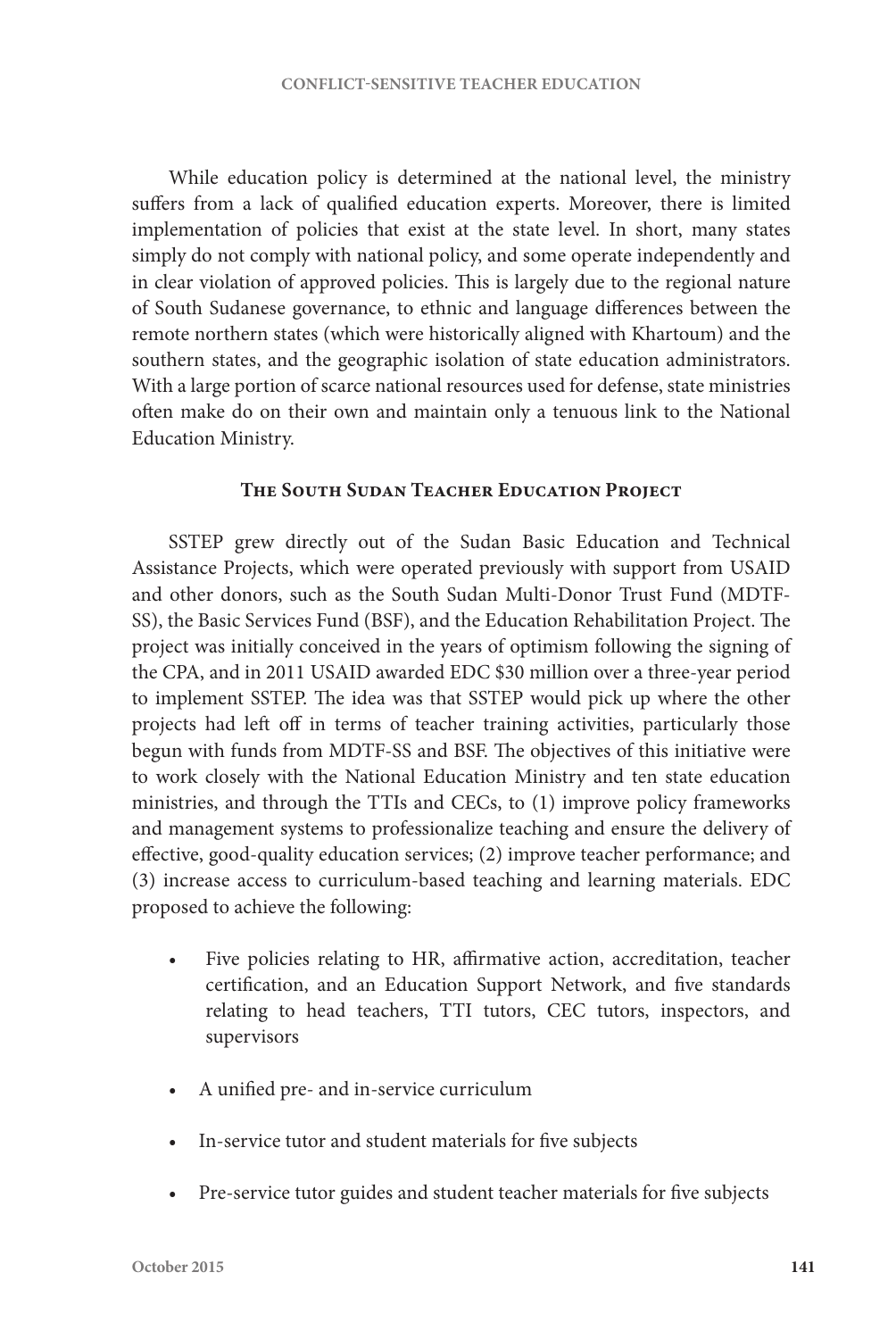While education policy is determined at the national level, the ministry suffers from a lack of qualified education experts. Moreover, there is limited implementation of policies that exist at the state level. In short, many states simply do not comply with national policy, and some operate independently and in clear violation of approved policies. This is largely due to the regional nature of South Sudanese governance, to ethnic and language differences between the remote northern states (which were historically aligned with Khartoum) and the southern states, and the geographic isolation of state education administrators. With a large portion of scarce national resources used for defense, state ministries often make do on their own and maintain only a tenuous link to the National Education Ministry.

## The South Sudan Teacher Education Project

SSTEP grew directly out of the Sudan Basic Education and Technical Assistance Projects, which were operated previously with support from USAID and other donors, such as the South Sudan Multi-Donor Trust Fund (MDTF-SS), the Basic Services Fund (BSF), and the Education Rehabilitation Project. The project was initially conceived in the years of optimism following the signing of the CPA, and in 2011 USAID awarded EDC $30 million over a three-year period to implement SSTEP. The idea was that SSTEP would pick up where the other projects had left off in terms of teacher training activities, particularly those begun with funds from MDTF-SS and BSF. The objectives of this initiative were to work closely with the National Education Ministry and ten state education ministries, and through the TTIs and CECs, to (1) improve policy frameworks and management systems to professionalize teaching and ensure the delivery of effective, good-quality education services; (2) improve teacher performance; and (3) increase access to curriculum-based teaching and learning materials. EDC proposed to achieve the following:

- Five policies relating to HR, affirmative action, accreditation, teacher certification, and an Education Support Network, and five standards relating to head teachers, TTI tutors, CEC tutors, inspectors, and supervisors
- A unified pre- and in-service curriculum
- In-service tutor and student materials for five subjects
- Pre-service tutor guides and student teacher materials for five subjects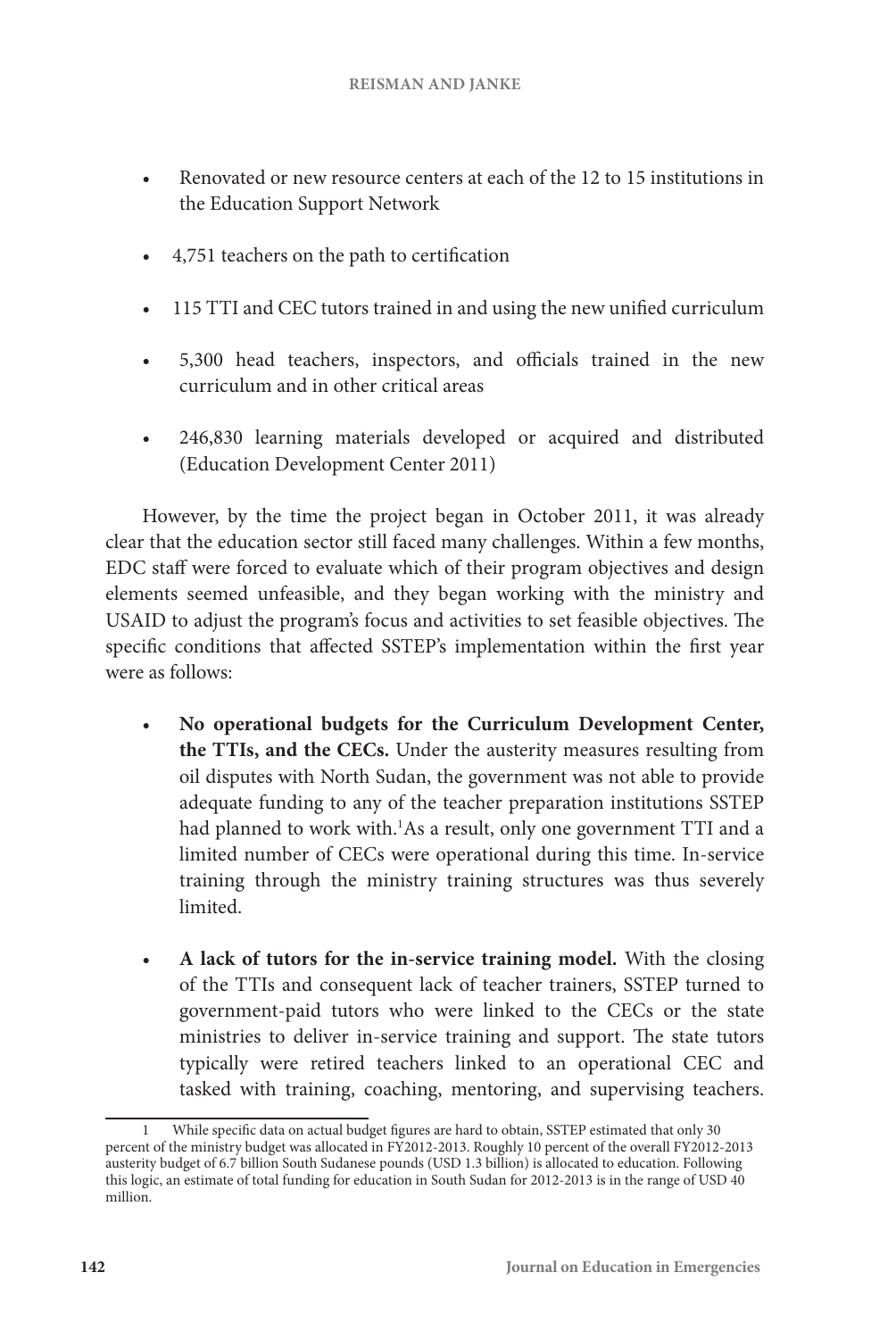- Renovated or new resource centers at each of the 12 to 15 institutions in the Education Support Network
- 4,751 teachers on the path to certification
- 115 TTI and CEC tutors trained in and using the new unified curriculum
- 5,300 head teachers, inspectors, and officials trained in the new curriculum and in other critical areas
- 246,830 learning materials developed or acquired and distributed (Education Development Center 2011)

However, by the time the project began in October 2011, it was already clear that the education sector still faced many challenges. Within a few months, EDC staff were forced to evaluate which of their program objectives and design elements seemed unfeasible, and they began working with the ministry and USAID to adjust the program's focus and activities to set feasible objectives. The specific conditions that affected SSTEP's implementation within the first year were as follows:

- **No operational budgets for the Curriculum Development Center, the TTIs, and the CECs.** Under the austerity measures resulting from oil disputes with North Sudan, the government was not able to provide adequate funding to any of the teacher preparation institutions SSTEP had planned to work with.[1] As a result, only one government TTI and a limited number of CECs were operational during this time. In-service training through the ministry training structures was thus severely limited.
- **A lack of tutors for the in-service training model.** With the closing of the TTIs and consequent lack of teacher trainers, SSTEP turned to government-paid tutors who were linked to the CECs or the state ministries to deliver in-service training and support. The state tutors typically were retired teachers linked to an operational CEC and tasked with training, coaching, mentoring, and supervising teachers.

1 While specific data on actual budget figures are hard to obtain, SSTEP estimated that only 30 percent of the ministry budget was allocated in FY2012-2013. Roughly 10 percent of the overall FY2012-2013 austerity budget of 6.7 billion South Sudanese pounds (USD 1.3 billion) is allocated to education. Following this logic, an estimate of total funding for education in South Sudan for 2012-2013 is in the range of USD 40 million.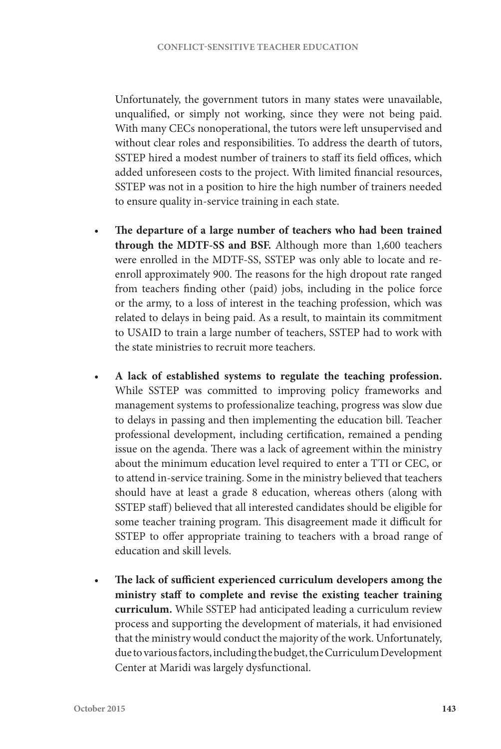Unfortunately, the government tutors in many states were unavailable, unqualified, or simply not working, since they were not being paid. With many CECs nonoperational, the tutors were left unsupervised and without clear roles and responsibilities. To address the dearth of tutors, SSTEP hired a modest number of trainers to staff its field offices, which added unforeseen costs to the project. With limited financial resources, SSTEP was not in a position to hire the high number of trainers needed to ensure quality in-service training in each state.

- **The departure of a large number of teachers who had been trained through the MDTF-SS and BSF.** Although more than 1,600 teachers were enrolled in the MDTF-SS, SSTEP was only able to locate and re-enroll approximately 900. The reasons for the high dropout rate ranged from teachers finding other (paid) jobs, including in the police force or the army, to a loss of interest in the teaching profession, which was related to delays in being paid. As a result, to maintain its commitment to USAID to train a large number of teachers, SSTEP had to work with the state ministries to recruit more teachers.

- **A lack of established systems to regulate the teaching profession.** While SSTEP was committed to improving policy frameworks and management systems to professionalize teaching, progress was slow due to delays in passing and then implementing the education bill. Teacher professional development, including certification, remained a pending issue on the agenda. There was a lack of agreement within the ministry about the minimum education level required to enter a TTI or CEC, or to attend in-service training. Some in the ministry believed that teachers should have at least a grade 8 education, whereas others (along with SSTEP staff) believed that all interested candidates should be eligible for some teacher training program. This disagreement made it difficult for SSTEP to offer appropriate training to teachers with a broad range of education and skill levels.

- **The lack of sufficient experienced curriculum developers among the ministry staff to complete and revise the existing teacher training curriculum.** While SSTEP had anticipated leading a curriculum review process and supporting the development of materials, it had envisioned that the ministry would conduct the majority of the work. Unfortunately, due to various factors, including the budget, the Curriculum Development Center at Maridi was largely dysfunctional.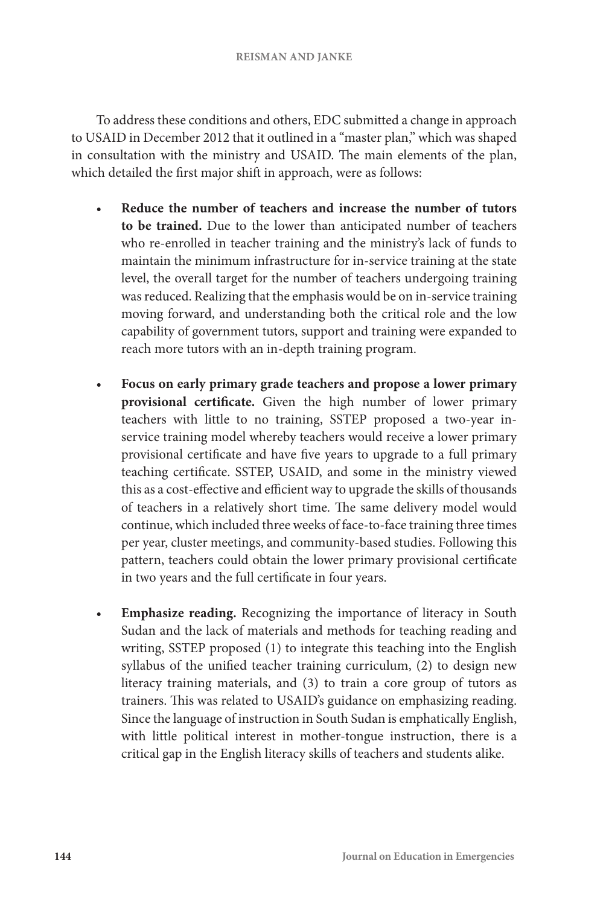To address these conditions and others, EDC submitted a change in approach to USAID in December 2012 that it outlined in a "master plan," which was shaped in consultation with the ministry and USAID. The main elements of the plan, which detailed the first major shift in approach, were as follows:

- **Reduce the number of teachers and increase the number of tutors to be trained.** Due to the lower than anticipated number of teachers who re-enrolled in teacher training and the ministry's lack of funds to maintain the minimum infrastructure for in-service training at the state level, the overall target for the number of teachers undergoing training was reduced. Realizing that the emphasis would be on in-service training moving forward, and understanding both the critical role and the low capability of government tutors, support and training were expanded to reach more tutors with an in-depth training program.

- **Focus on early primary grade teachers and propose a lower primary provisional certificate.** Given the high number of lower primary teachers with little to no training, SSTEP proposed a two-year in-service training model whereby teachers would receive a lower primary provisional certificate and have five years to upgrade to a full primary teaching certificate. SSTEP, USAID, and some in the ministry viewed this as a cost-effective and efficient way to upgrade the skills of thousands of teachers in a relatively short time. The same delivery model would continue, which included three weeks of face-to-face training three times per year, cluster meetings, and community-based studies. Following this pattern, teachers could obtain the lower primary provisional certificate in two years and the full certificate in four years.

- **Emphasize reading.** Recognizing the importance of literacy in South Sudan and the lack of materials and methods for teaching reading and writing, SSTEP proposed (1) to integrate this teaching into the English syllabus of the unified teacher training curriculum, (2) to design new literacy training materials, and (3) to train a core group of tutors as trainers. This was related to USAID's guidance on emphasizing reading. Since the language of instruction in South Sudan is emphatically English, with little political interest in mother-tongue instruction, there is a critical gap in the English literacy skills of teachers and students alike.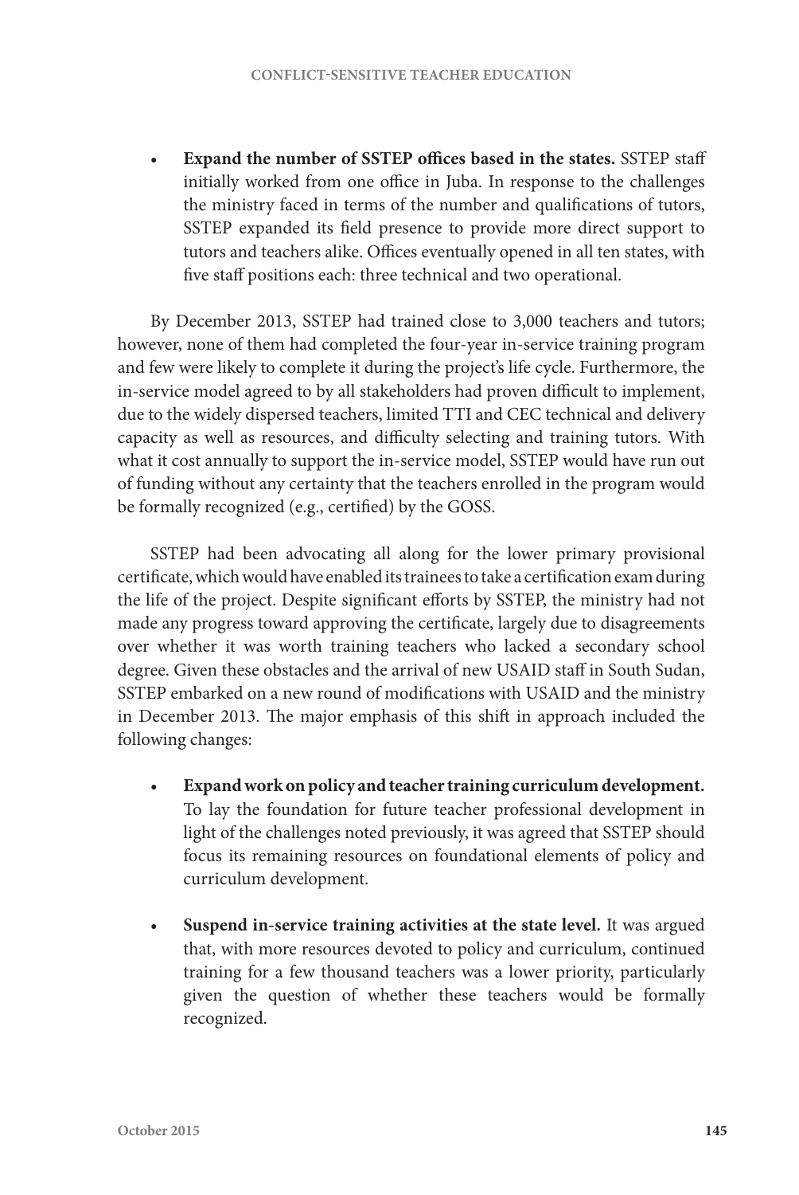- **Expand the number of SSTEP offices based in the states.** SSTEP staff initially worked from one office in Juba. In response to the challenges the ministry faced in terms of the number and qualifications of tutors, SSTEP expanded its field presence to provide more direct support to tutors and teachers alike. Offices eventually opened in all ten states, with five staff positions each: three technical and two operational.

By December 2013, SSTEP had trained close to 3,000 teachers and tutors; however, none of them had completed the four-year in-service training program and few were likely to complete it during the project's life cycle. Furthermore, the in-service model agreed to by all stakeholders had proven difficult to implement, due to the widely dispersed teachers, limited TTI and CEC technical and delivery capacity as well as resources, and difficulty selecting and training tutors. With what it cost annually to support the in-service model, SSTEP would have run out of funding without any certainty that the teachers enrolled in the program would be formally recognized (e.g., certified) by the GOSS.

SSTEP had been advocating all along for the lower primary provisional certificate, which would have enabled its trainees to take a certification exam during the life of the project. Despite significant efforts by SSTEP, the ministry had not made any progress toward approving the certificate, largely due to disagreements over whether it was worth training teachers who lacked a secondary school degree. Given these obstacles and the arrival of new USAID staff in South Sudan, SSTEP embarked on a new round of modifications with USAID and the ministry in December 2013. The major emphasis of this shift in approach included the following changes:

- **Expand work on policy and teacher training curriculum development.** To lay the foundation for future teacher professional development in light of the challenges noted previously, it was agreed that SSTEP should focus its remaining resources on foundational elements of policy and curriculum development.

- **Suspend in-service training activities at the state level.** It was argued that, with more resources devoted to policy and curriculum, continued training for a few thousand teachers was a lower priority, particularly given the question of whether these teachers would be formally recognized.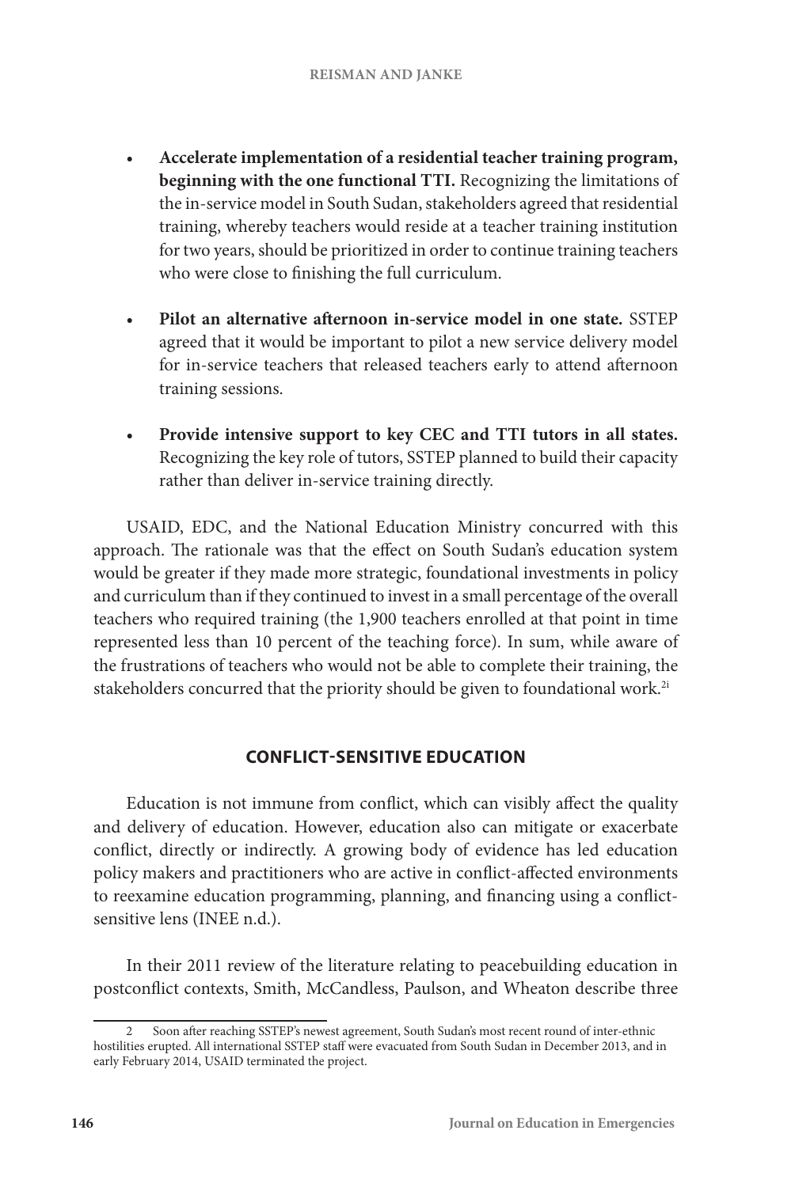- **Accelerate implementation of a residential teacher training program, beginning with the one functional TTI.** Recognizing the limitations of the in-service model in South Sudan, stakeholders agreed that residential training, whereby teachers would reside at a teacher training institution for two years, should be prioritized in order to continue training teachers who were close to finishing the full curriculum.

- **Pilot an alternative afternoon in-service model in one state.** SSTEP agreed that it would be important to pilot a new service delivery model for in-service teachers that released teachers early to attend afternoon training sessions.

- **Provide intensive support to key CEC and TTI tutors in all states.** Recognizing the key role of tutors, SSTEP planned to build their capacity rather than deliver in-service training directly.

USAID, EDC, and the National Education Ministry concurred with this approach. The rationale was that the effect on South Sudan's education system would be greater if they made more strategic, foundational investments in policy and curriculum than if they continued to invest in a small percentage of the overall teachers who required training (the 1,900 teachers enrolled at that point in time represented less than 10 percent of the teaching force). In sum, while aware of the frustrations of teachers who would not be able to complete their training, the stakeholders concurred that the priority should be given to foundational work.[2]

## CONFLICT-SENSITIVE EDUCATION

Education is not immune from conflict, which can visibly affect the quality and delivery of education. However, education also can mitigate or exacerbate conflict, directly or indirectly. A growing body of evidence has led education policy makers and practitioners who are active in conflict-affected environments to reexamine education programming, planning, and financing using a conflict-sensitive lens (INEE n.d.).

In their 2011 review of the literature relating to peacebuilding education in postconflict contexts, Smith, McCandless, Paulson, and Wheaton describe three

---

2 Soon after reaching SSTEP's newest agreement, South Sudan's most recent round of inter-ethnic hostilities erupted. All international SSTEP staff were evacuated from South Sudan in December 2013, and in early February 2014, USAID terminated the project.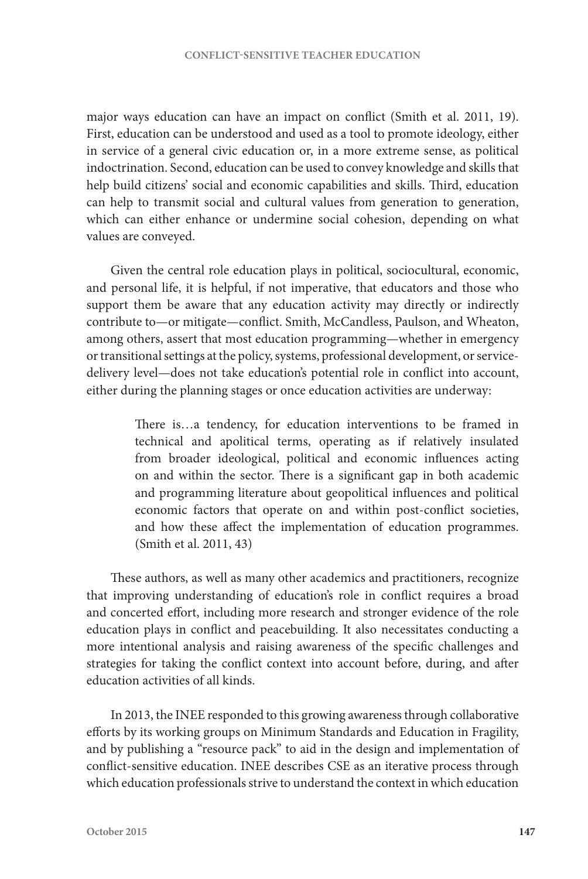major ways education can have an impact on conflict (Smith et al. 2011, 19). First, education can be understood and used as a tool to promote ideology, either in service of a general civic education or, in a more extreme sense, as political indoctrination. Second, education can be used to convey knowledge and skills that help build citizens' social and economic capabilities and skills. Third, education can help to transmit social and cultural values from generation to generation, which can either enhance or undermine social cohesion, depending on what values are conveyed.

Given the central role education plays in political, sociocultural, economic, and personal life, it is helpful, if not imperative, that educators and those who support them be aware that any education activity may directly or indirectly contribute to—or mitigate—conflict. Smith, McCandless, Paulson, and Wheaton, among others, assert that most education programming—whether in emergency or transitional settings at the policy, systems, professional development, or service-delivery level—does not take education's potential role in conflict into account, either during the planning stages or once education activities are underway:

> There is…a tendency, for education interventions to be framed in technical and apolitical terms, operating as if relatively insulated from broader ideological, political and economic influences acting on and within the sector. There is a significant gap in both academic and programming literature about geopolitical influences and political economic factors that operate on and within post-conflict societies, and how these affect the implementation of education programmes. (Smith et al. 2011, 43)

These authors, as well as many other academics and practitioners, recognize that improving understanding of education's role in conflict requires a broad and concerted effort, including more research and stronger evidence of the role education plays in conflict and peacebuilding. It also necessitates conducting a more intentional analysis and raising awareness of the specific challenges and strategies for taking the conflict context into account before, during, and after education activities of all kinds.

In 2013, the INEE responded to this growing awareness through collaborative efforts by its working groups on Minimum Standards and Education in Fragility, and by publishing a "resource pack" to aid in the design and implementation of conflict-sensitive education. INEE describes CSE as an iterative process through which education professionals strive to understand the context in which education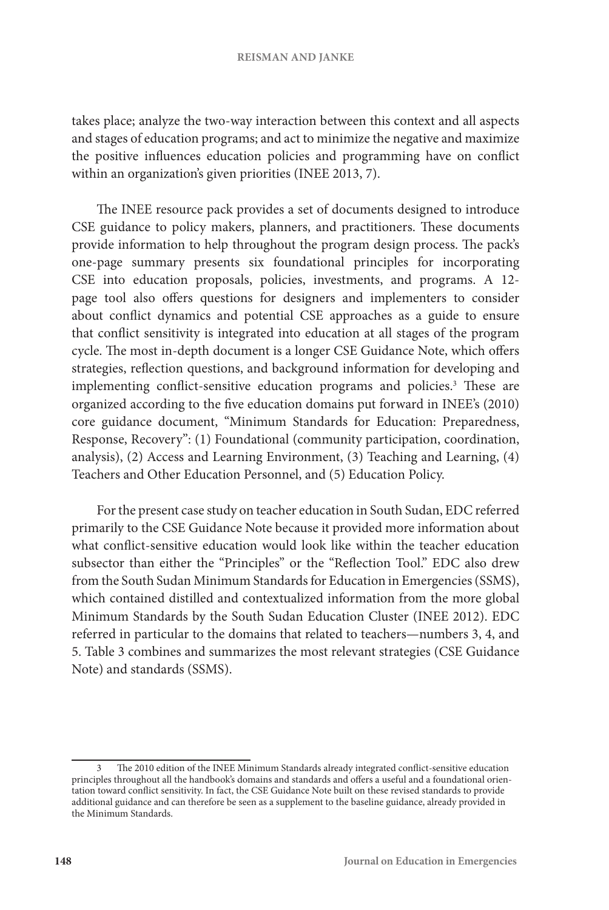takes place; analyze the two-way interaction between this context and all aspects and stages of education programs; and act to minimize the negative and maximize the positive influences education policies and programming have on conflict within an organization's given priorities (INEE 2013, 7).

The INEE resource pack provides a set of documents designed to introduce CSE guidance to policy makers, planners, and practitioners. These documents provide information to help throughout the program design process. The pack's one-page summary presents six foundational principles for incorporating CSE into education proposals, policies, investments, and programs. A 12-page tool also offers questions for designers and implementers to consider about conflict dynamics and potential CSE approaches as a guide to ensure that conflict sensitivity is integrated into education at all stages of the program cycle. The most in-depth document is a longer CSE Guidance Note, which offers strategies, reflection questions, and background information for developing and implementing conflict-sensitive education programs and policies.[3] These are organized according to the five education domains put forward in INEE's (2010) core guidance document, "Minimum Standards for Education: Preparedness, Response, Recovery": (1) Foundational (community participation, coordination, analysis), (2) Access and Learning Environment, (3) Teaching and Learning, (4) Teachers and Other Education Personnel, and (5) Education Policy.

For the present case study on teacher education in South Sudan, EDC referred primarily to the CSE Guidance Note because it provided more information about what conflict-sensitive education would look like within the teacher education subsector than either the "Principles" or the "Reflection Tool." EDC also drew from the South Sudan Minimum Standards for Education in Emergencies (SSMS), which contained distilled and contextualized information from the more global Minimum Standards by the South Sudan Education Cluster (INEE 2012). EDC referred in particular to the domains that related to teachers—numbers 3, 4, and 5. Table 3 combines and summarizes the most relevant strategies (CSE Guidance Note) and standards (SSMS).

---

[3] The 2010 edition of the INEE Minimum Standards already integrated conflict-sensitive education principles throughout all the handbook's domains and standards and offers a useful and a foundational orientation toward conflict sensitivity. In fact, the CSE Guidance Note built on these revised standards to provide additional guidance and can therefore be seen as a supplement to the baseline guidance, already provided in the Minimum Standards.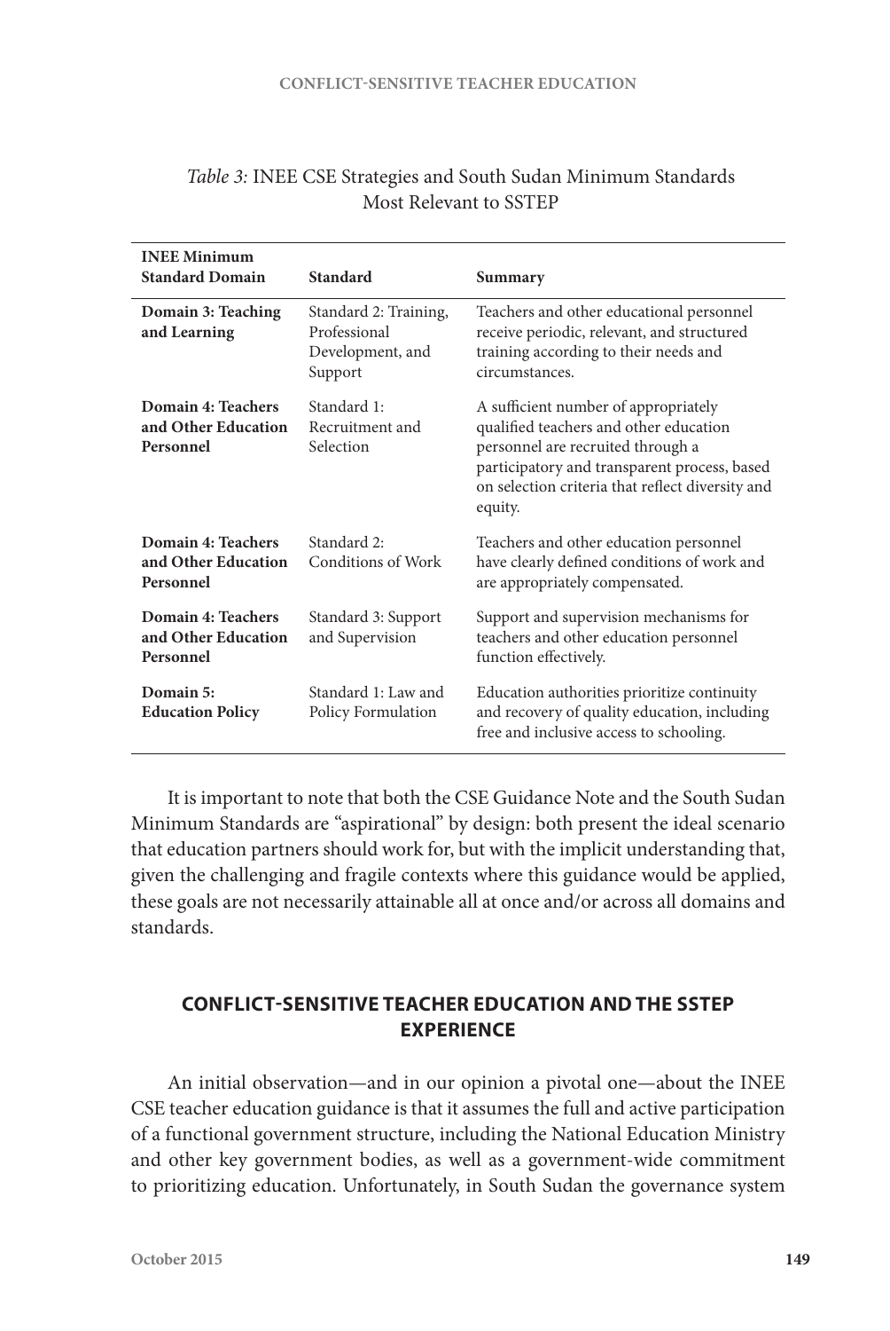*Table 3:* INEE CSE Strategies and South Sudan Minimum Standards Most Relevant to SSTEP

| INEE Minimum Standard Domain | Standard | Summary |
|---|---|---|
| **Domain 3: Teaching and Learning** | Standard 2: Training, Professional Development, and Support | Teachers and other educational personnel receive periodic, relevant, and structured training according to their needs and circumstances. |
| **Domain 4: Teachers and Other Education Personnel** | Standard 1: Recruitment and Selection | A sufficient number of appropriately qualified teachers and other education personnel are recruited through a participatory and transparent process, based on selection criteria that reflect diversity and equity. |
| **Domain 4: Teachers and Other Education Personnel** | Standard 2: Conditions of Work | Teachers and other education personnel have clearly defined conditions of work and are appropriately compensated. |
| **Domain 4: Teachers and Other Education Personnel** | Standard 3: Support and Supervision | Support and supervision mechanisms for teachers and other education personnel function effectively. |
| **Domain 5: Education Policy** | Standard 1: Law and Policy Formulation | Education authorities prioritize continuity and recovery of quality education, including free and inclusive access to schooling. |

It is important to note that both the CSE Guidance Note and the South Sudan Minimum Standards are "aspirational" by design: both present the ideal scenario that education partners should work for, but with the implicit understanding that, given the challenging and fragile contexts where this guidance would be applied, these goals are not necessarily attainable all at once and/or across all domains and standards.

## CONFLICT-SENSITIVE TEACHER EDUCATION AND THE SSTEP EXPERIENCE

An initial observation—and in our opinion a pivotal one—about the INEE CSE teacher education guidance is that it assumes the full and active participation of a functional government structure, including the National Education Ministry and other key government bodies, as well as a government-wide commitment to prioritizing education. Unfortunately, in South Sudan the governance system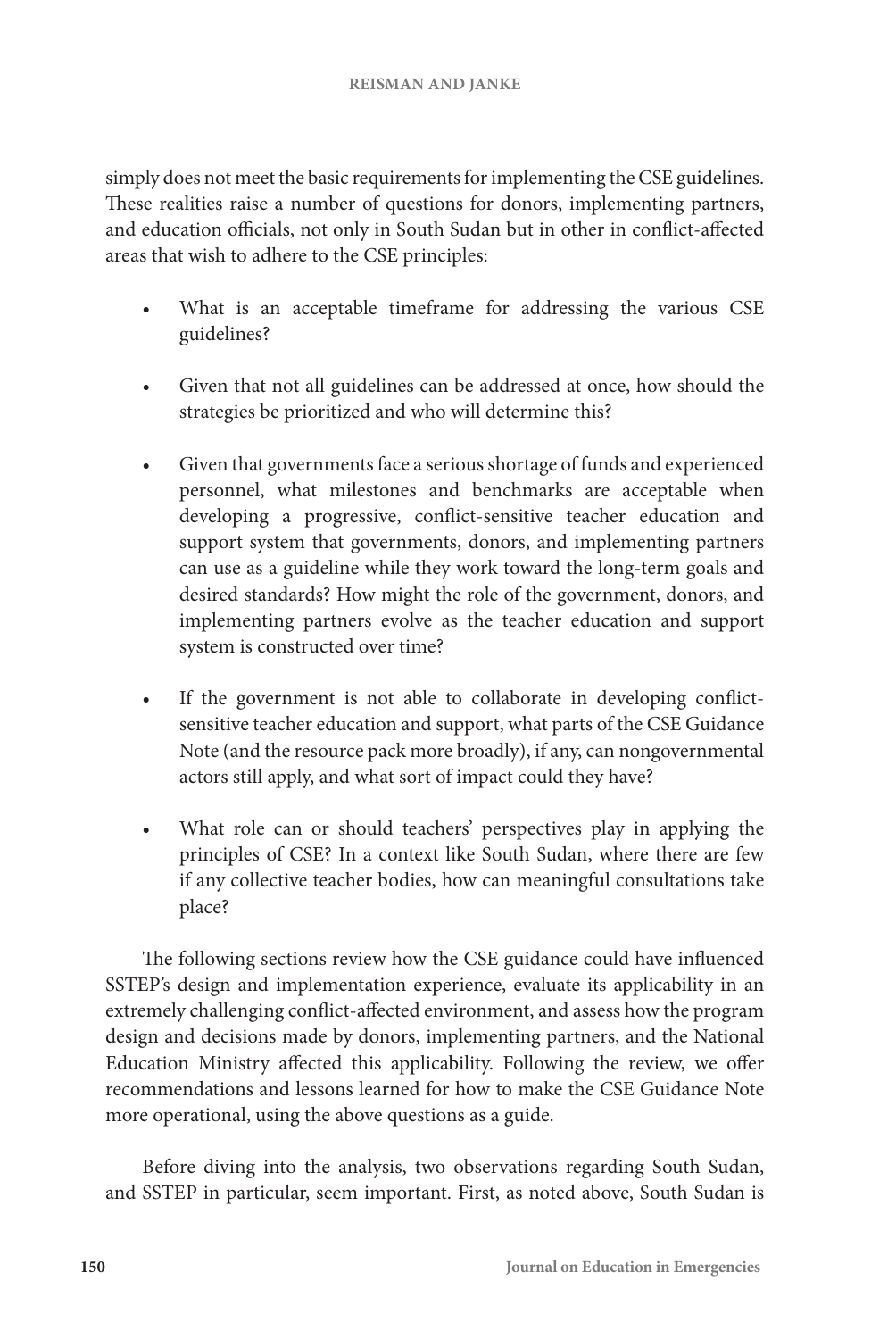simply does not meet the basic requirements for implementing the CSE guidelines. These realities raise a number of questions for donors, implementing partners, and education officials, not only in South Sudan but in other in conflict-affected areas that wish to adhere to the CSE principles:

- What is an acceptable timeframe for addressing the various CSE guidelines?

- Given that not all guidelines can be addressed at once, how should the strategies be prioritized and who will determine this?

- Given that governments face a serious shortage of funds and experienced personnel, what milestones and benchmarks are acceptable when developing a progressive, conflict-sensitive teacher education and support system that governments, donors, and implementing partners can use as a guideline while they work toward the long-term goals and desired standards? How might the role of the government, donors, and implementing partners evolve as the teacher education and support system is constructed over time?

- If the government is not able to collaborate in developing conflict-sensitive teacher education and support, what parts of the CSE Guidance Note (and the resource pack more broadly), if any, can nongovernmental actors still apply, and what sort of impact could they have?

- What role can or should teachers' perspectives play in applying the principles of CSE? In a context like South Sudan, where there are few if any collective teacher bodies, how can meaningful consultations take place?

The following sections review how the CSE guidance could have influenced SSTEP's design and implementation experience, evaluate its applicability in an extremely challenging conflict-affected environment, and assess how the program design and decisions made by donors, implementing partners, and the National Education Ministry affected this applicability. Following the review, we offer recommendations and lessons learned for how to make the CSE Guidance Note more operational, using the above questions as a guide.

Before diving into the analysis, two observations regarding South Sudan, and SSTEP in particular, seem important. First, as noted above, South Sudan is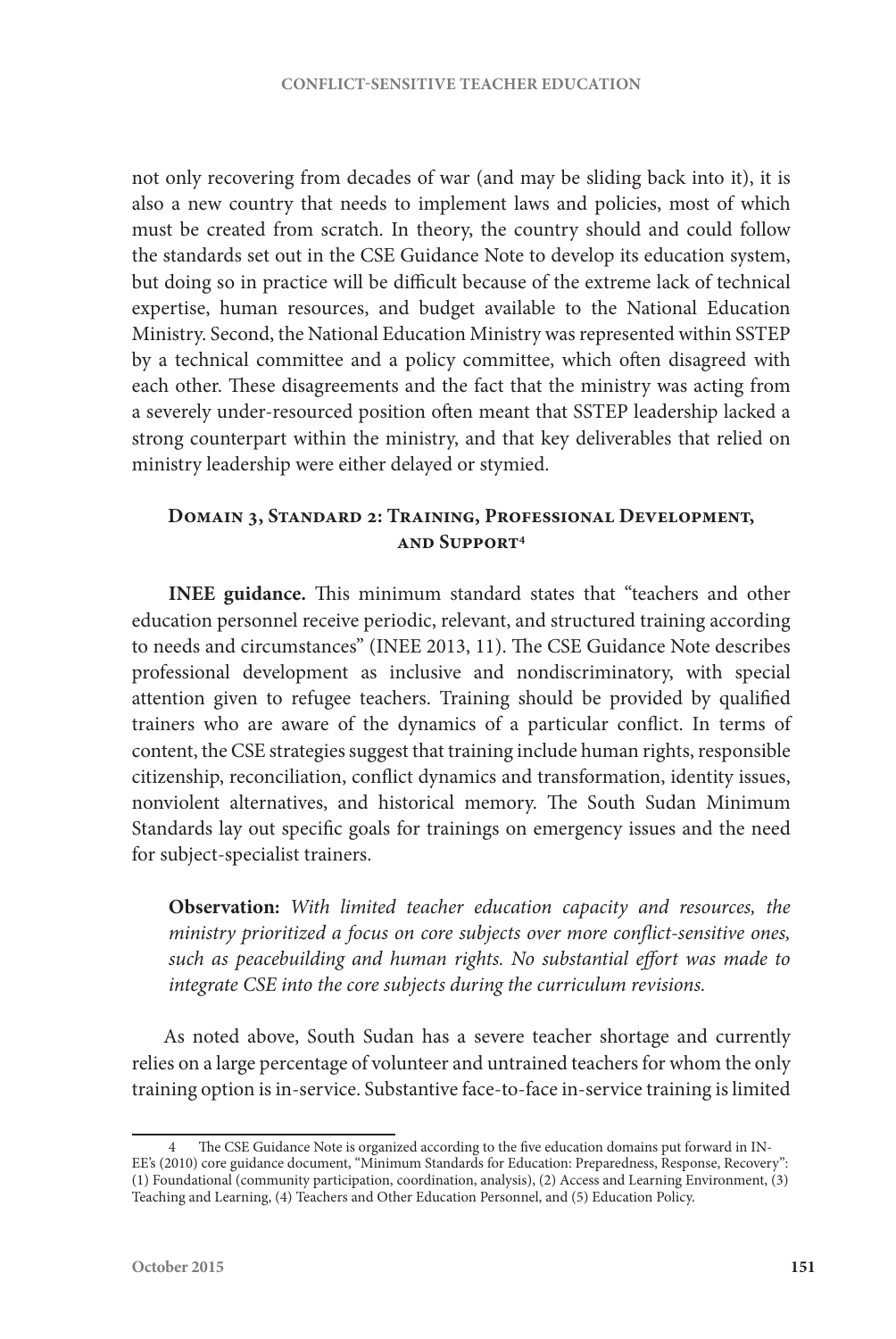not only recovering from decades of war (and may be sliding back into it), it is also a new country that needs to implement laws and policies, most of which must be created from scratch. In theory, the country should and could follow the standards set out in the CSE Guidance Note to develop its education system, but doing so in practice will be difficult because of the extreme lack of technical expertise, human resources, and budget available to the National Education Ministry. Second, the National Education Ministry was represented within SSTEP by a technical committee and a policy committee, which often disagreed with each other. These disagreements and the fact that the ministry was acting from a severely under-resourced position often meant that SSTEP leadership lacked a strong counterpart within the ministry, and that key deliverables that relied on ministry leadership were either delayed or stymied.

### Domain 3, Standard 2: Training, Professional Development, and Support[4]

**INEE guidance.** This minimum standard states that "teachers and other education personnel receive periodic, relevant, and structured training according to needs and circumstances" (INEE 2013, 11). The CSE Guidance Note describes professional development as inclusive and nondiscriminatory, with special attention given to refugee teachers. Training should be provided by qualified trainers who are aware of the dynamics of a particular conflict. In terms of content, the CSE strategies suggest that training include human rights, responsible citizenship, reconciliation, conflict dynamics and transformation, identity issues, nonviolent alternatives, and historical memory. The South Sudan Minimum Standards lay out specific goals for trainings on emergency issues and the need for subject-specialist trainers.

> **Observation:** *With limited teacher education capacity and resources, the ministry prioritized a focus on core subjects over more conflict-sensitive ones, such as peacebuilding and human rights. No substantial effort was made to integrate CSE into the core subjects during the curriculum revisions.*

As noted above, South Sudan has a severe teacher shortage and currently relies on a large percentage of volunteer and untrained teachers for whom the only training option is in-service. Substantive face-to-face in-service training is limited

---

4 The CSE Guidance Note is organized according to the five education domains put forward in INEE's (2010) core guidance document, "Minimum Standards for Education: Preparedness, Response, Recovery": (1) Foundational (community participation, coordination, analysis), (2) Access and Learning Environment, (3) Teaching and Learning, (4) Teachers and Other Education Personnel, and (5) Education Policy.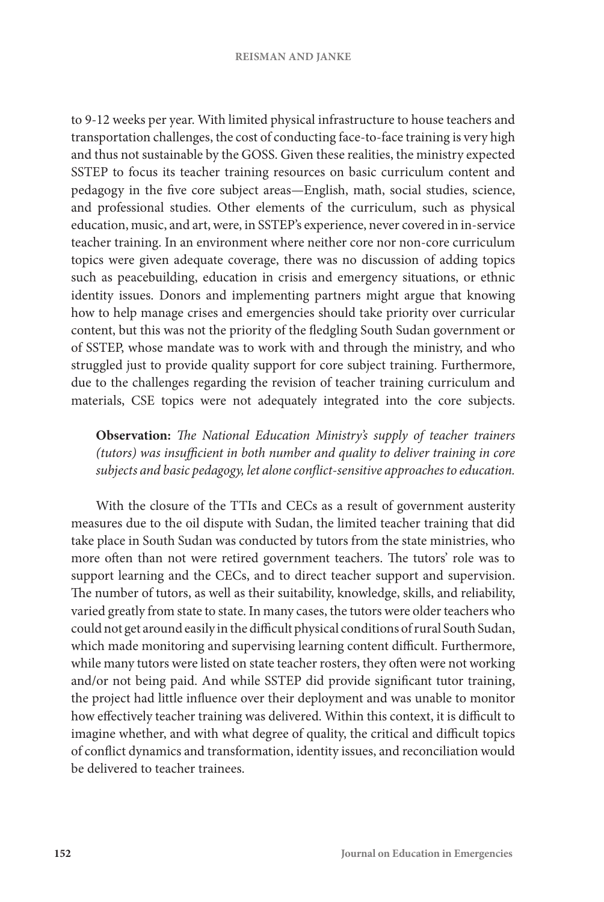to 9-12 weeks per year. With limited physical infrastructure to house teachers and transportation challenges, the cost of conducting face-to-face training is very high and thus not sustainable by the GOSS. Given these realities, the ministry expected SSTEP to focus its teacher training resources on basic curriculum content and pedagogy in the five core subject areas—English, math, social studies, science, and professional studies. Other elements of the curriculum, such as physical education, music, and art, were, in SSTEP's experience, never covered in in-service teacher training. In an environment where neither core nor non-core curriculum topics were given adequate coverage, there was no discussion of adding topics such as peacebuilding, education in crisis and emergency situations, or ethnic identity issues. Donors and implementing partners might argue that knowing how to help manage crises and emergencies should take priority over curricular content, but this was not the priority of the fledgling South Sudan government or of SSTEP, whose mandate was to work with and through the ministry, and who struggled just to provide quality support for core subject training. Furthermore, due to the challenges regarding the revision of teacher training curriculum and materials, CSE topics were not adequately integrated into the core subjects.

**Observation:** *The National Education Ministry's supply of teacher trainers (tutors) was insufficient in both number and quality to deliver training in core subjects and basic pedagogy, let alone conflict-sensitive approaches to education.*

With the closure of the TTIs and CECs as a result of government austerity measures due to the oil dispute with Sudan, the limited teacher training that did take place in South Sudan was conducted by tutors from the state ministries, who more often than not were retired government teachers. The tutors' role was to support learning and the CECs, and to direct teacher support and supervision. The number of tutors, as well as their suitability, knowledge, skills, and reliability, varied greatly from state to state. In many cases, the tutors were older teachers who could not get around easily in the difficult physical conditions of rural South Sudan, which made monitoring and supervising learning content difficult. Furthermore, while many tutors were listed on state teacher rosters, they often were not working and/or not being paid. And while SSTEP did provide significant tutor training, the project had little influence over their deployment and was unable to monitor how effectively teacher training was delivered. Within this context, it is difficult to imagine whether, and with what degree of quality, the critical and difficult topics of conflict dynamics and transformation, identity issues, and reconciliation would be delivered to teacher trainees.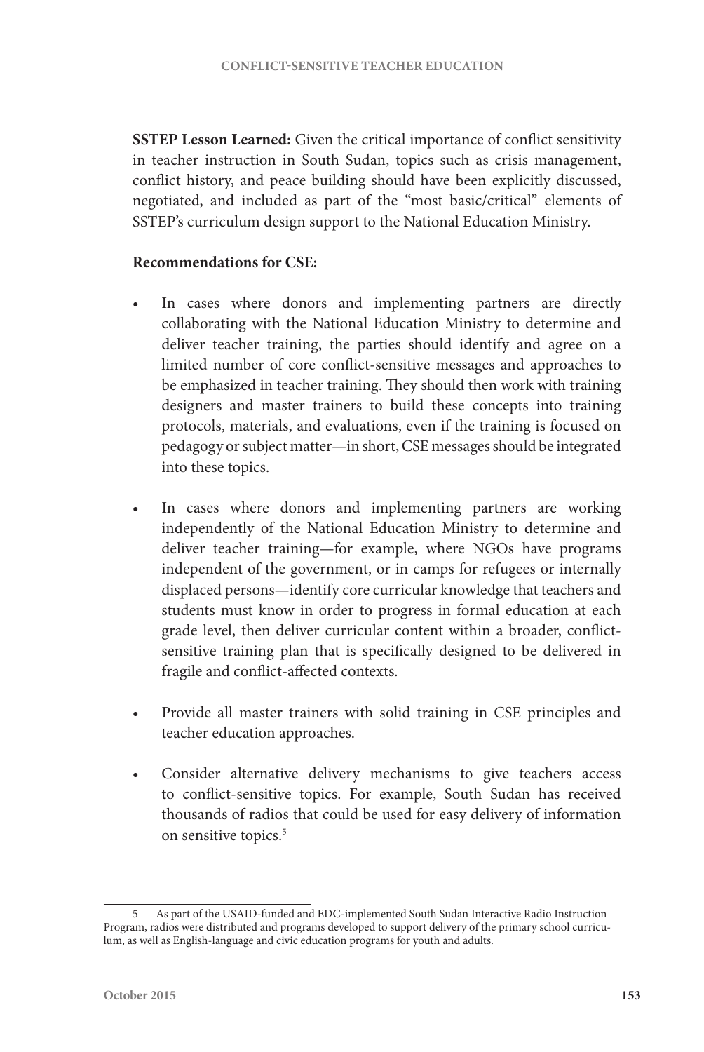**SSTEP Lesson Learned:** Given the critical importance of conflict sensitivity in teacher instruction in South Sudan, topics such as crisis management, conflict history, and peace building should have been explicitly discussed, negotiated, and included as part of the "most basic/critical" elements of SSTEP's curriculum design support to the National Education Ministry.

**Recommendations for CSE:**

- In cases where donors and implementing partners are directly collaborating with the National Education Ministry to determine and deliver teacher training, the parties should identify and agree on a limited number of core conflict-sensitive messages and approaches to be emphasized in teacher training. They should then work with training designers and master trainers to build these concepts into training protocols, materials, and evaluations, even if the training is focused on pedagogy or subject matter—in short, CSE messages should be integrated into these topics.

- In cases where donors and implementing partners are working independently of the National Education Ministry to determine and deliver teacher training—for example, where NGOs have programs independent of the government, or in camps for refugees or internally displaced persons—identify core curricular knowledge that teachers and students must know in order to progress in formal education at each grade level, then deliver curricular content within a broader, conflict-sensitive training plan that is specifically designed to be delivered in fragile and conflict-affected contexts.

- Provide all master trainers with solid training in CSE principles and teacher education approaches.

- Consider alternative delivery mechanisms to give teachers access to conflict-sensitive topics. For example, South Sudan has received thousands of radios that could be used for easy delivery of information on sensitive topics.[5]

---

[5] As part of the USAID-funded and EDC-implemented South Sudan Interactive Radio Instruction Program, radios were distributed and programs developed to support delivery of the primary school curriculum, as well as English-language and civic education programs for youth and adults.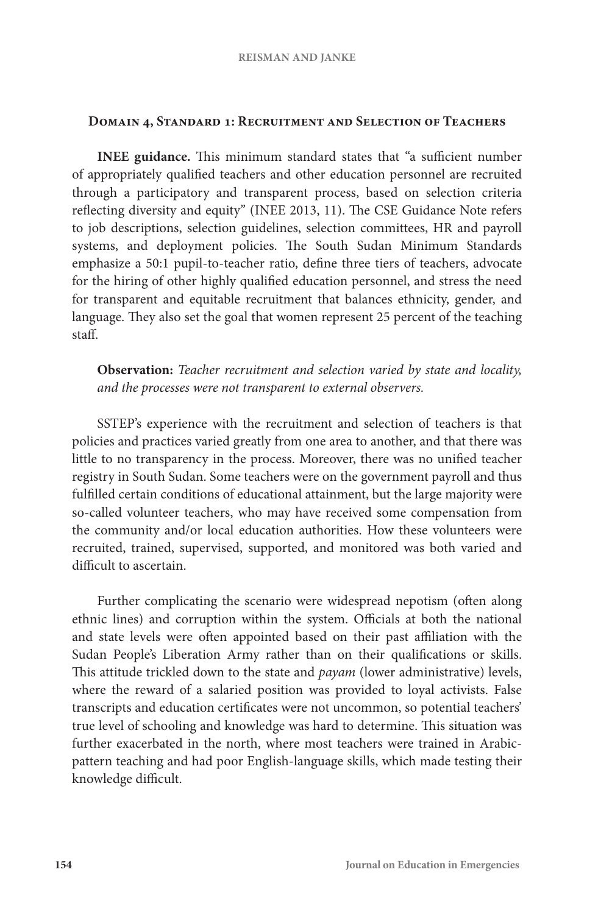### Domain 4, Standard 1: Recruitment and Selection of Teachers

**INEE guidance.** This minimum standard states that "a sufficient number of appropriately qualified teachers and other education personnel are recruited through a participatory and transparent process, based on selection criteria reflecting diversity and equity" (INEE 2013, 11). The CSE Guidance Note refers to job descriptions, selection guidelines, selection committees, HR and payroll systems, and deployment policies. The South Sudan Minimum Standards emphasize a 50:1 pupil-to-teacher ratio, define three tiers of teachers, advocate for the hiring of other highly qualified education personnel, and stress the need for transparent and equitable recruitment that balances ethnicity, gender, and language. They also set the goal that women represent 25 percent of the teaching staff.

**Observation:** *Teacher recruitment and selection varied by state and locality, and the processes were not transparent to external observers.*

SSTEP's experience with the recruitment and selection of teachers is that policies and practices varied greatly from one area to another, and that there was little to no transparency in the process. Moreover, there was no unified teacher registry in South Sudan. Some teachers were on the government payroll and thus fulfilled certain conditions of educational attainment, but the large majority were so-called volunteer teachers, who may have received some compensation from the community and/or local education authorities. How these volunteers were recruited, trained, supervised, supported, and monitored was both varied and difficult to ascertain.

Further complicating the scenario were widespread nepotism (often along ethnic lines) and corruption within the system. Officials at both the national and state levels were often appointed based on their past affiliation with the Sudan People's Liberation Army rather than on their qualifications or skills. This attitude trickled down to the state and *payam* (lower administrative) levels, where the reward of a salaried position was provided to loyal activists. False transcripts and education certificates were not uncommon, so potential teachers' true level of schooling and knowledge was hard to determine. This situation was further exacerbated in the north, where most teachers were trained in Arabic-pattern teaching and had poor English-language skills, which made testing their knowledge difficult.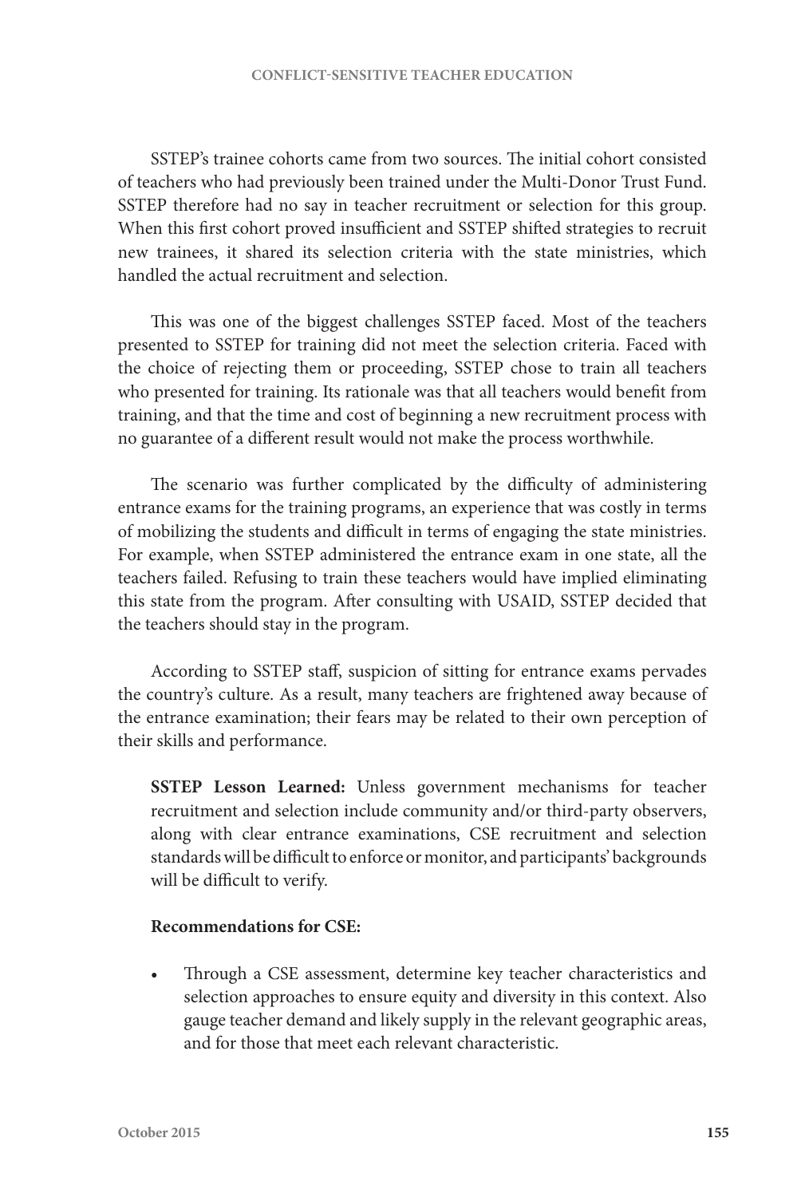SSTEP's trainee cohorts came from two sources. The initial cohort consisted of teachers who had previously been trained under the Multi-Donor Trust Fund. SSTEP therefore had no say in teacher recruitment or selection for this group. When this first cohort proved insufficient and SSTEP shifted strategies to recruit new trainees, it shared its selection criteria with the state ministries, which handled the actual recruitment and selection.

This was one of the biggest challenges SSTEP faced. Most of the teachers presented to SSTEP for training did not meet the selection criteria. Faced with the choice of rejecting them or proceeding, SSTEP chose to train all teachers who presented for training. Its rationale was that all teachers would benefit from training, and that the time and cost of beginning a new recruitment process with no guarantee of a different result would not make the process worthwhile.

The scenario was further complicated by the difficulty of administering entrance exams for the training programs, an experience that was costly in terms of mobilizing the students and difficult in terms of engaging the state ministries. For example, when SSTEP administered the entrance exam in one state, all the teachers failed. Refusing to train these teachers would have implied eliminating this state from the program. After consulting with USAID, SSTEP decided that the teachers should stay in the program.

According to SSTEP staff, suspicion of sitting for entrance exams pervades the country's culture. As a result, many teachers are frightened away because of the entrance examination; their fears may be related to their own perception of their skills and performance.

**SSTEP Lesson Learned:** Unless government mechanisms for teacher recruitment and selection include community and/or third-party observers, along with clear entrance examinations, CSE recruitment and selection standards will be difficult to enforce or monitor, and participants' backgrounds will be difficult to verify.

**Recommendations for CSE:**

- Through a CSE assessment, determine key teacher characteristics and selection approaches to ensure equity and diversity in this context. Also gauge teacher demand and likely supply in the relevant geographic areas, and for those that meet each relevant characteristic.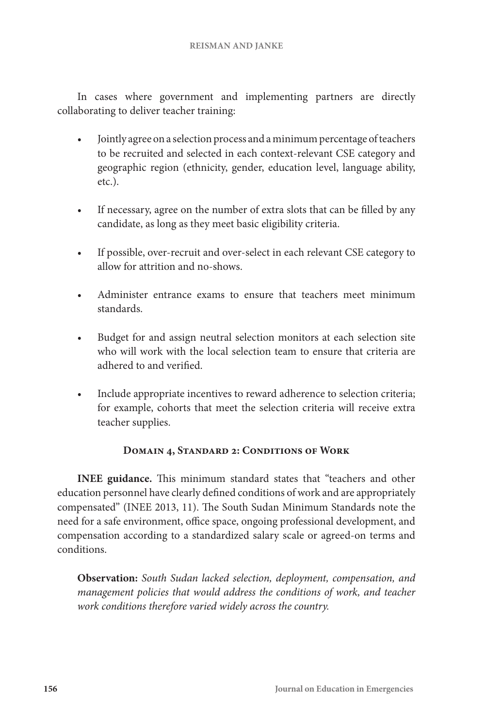In cases where government and implementing partners are directly collaborating to deliver teacher training:

- Jointly agree on a selection process and a minimum percentage of teachers to be recruited and selected in each context-relevant CSE category and geographic region (ethnicity, gender, education level, language ability, etc.).
- If necessary, agree on the number of extra slots that can be filled by any candidate, as long as they meet basic eligibility criteria.
- If possible, over-recruit and over-select in each relevant CSE category to allow for attrition and no-shows.
- Administer entrance exams to ensure that teachers meet minimum standards.
- Budget for and assign neutral selection monitors at each selection site who will work with the local selection team to ensure that criteria are adhered to and verified.
- Include appropriate incentives to reward adherence to selection criteria; for example, cohorts that meet the selection criteria will receive extra teacher supplies.

### Domain 4, Standard 2: Conditions of Work

**INEE guidance.** This minimum standard states that "teachers and other education personnel have clearly defined conditions of work and are appropriately compensated" (INEE 2013, 11). The South Sudan Minimum Standards note the need for a safe environment, office space, ongoing professional development, and compensation according to a standardized salary scale or agreed-on terms and conditions.

**Observation:** *South Sudan lacked selection, deployment, compensation, and management policies that would address the conditions of work, and teacher work conditions therefore varied widely across the country.*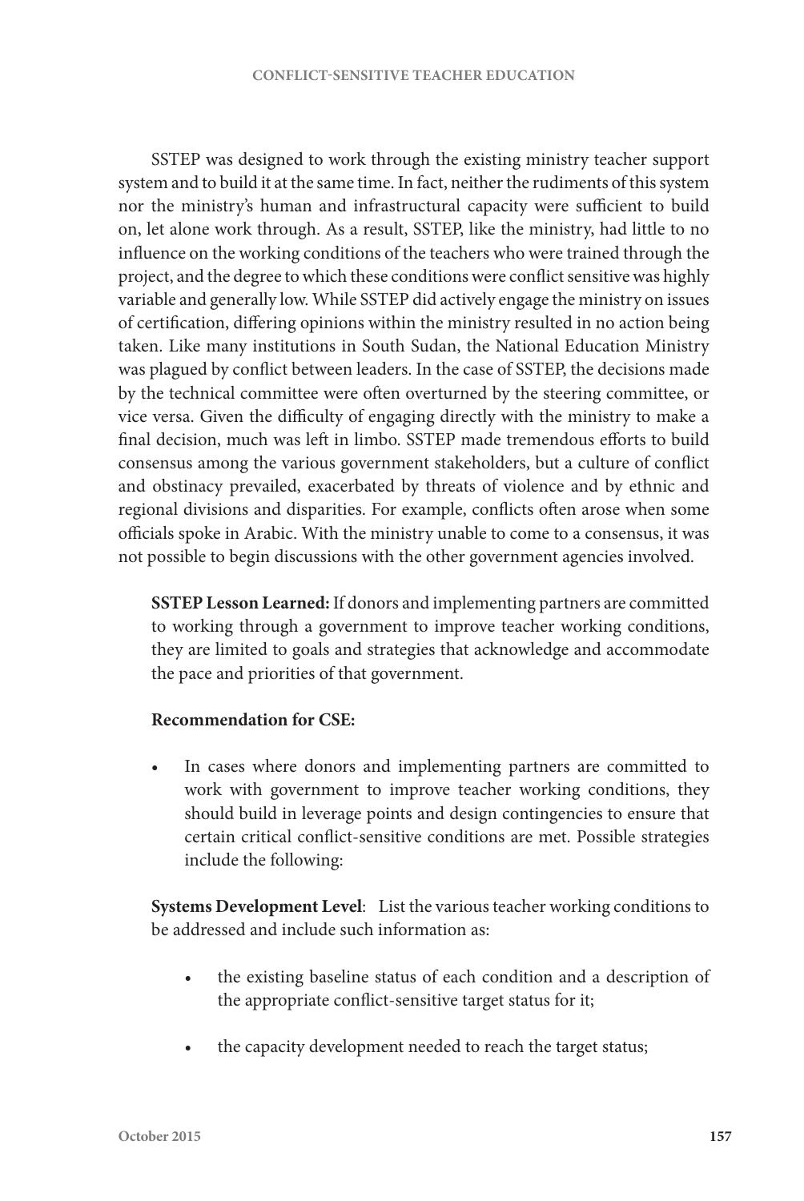SSTEP was designed to work through the existing ministry teacher support system and to build it at the same time. In fact, neither the rudiments of this system nor the ministry's human and infrastructural capacity were sufficient to build on, let alone work through. As a result, SSTEP, like the ministry, had little to no influence on the working conditions of the teachers who were trained through the project, and the degree to which these conditions were conflict sensitive was highly variable and generally low. While SSTEP did actively engage the ministry on issues of certification, differing opinions within the ministry resulted in no action being taken. Like many institutions in South Sudan, the National Education Ministry was plagued by conflict between leaders. In the case of SSTEP, the decisions made by the technical committee were often overturned by the steering committee, or vice versa. Given the difficulty of engaging directly with the ministry to make a final decision, much was left in limbo. SSTEP made tremendous efforts to build consensus among the various government stakeholders, but a culture of conflict and obstinacy prevailed, exacerbated by threats of violence and by ethnic and regional divisions and disparities. For example, conflicts often arose when some officials spoke in Arabic. With the ministry unable to come to a consensus, it was not possible to begin discussions with the other government agencies involved.

**SSTEP Lesson Learned:** If donors and implementing partners are committed to working through a government to improve teacher working conditions, they are limited to goals and strategies that acknowledge and accommodate the pace and priorities of that government.

**Recommendation for CSE:**

- In cases where donors and implementing partners are committed to work with government to improve teacher working conditions, they should build in leverage points and design contingencies to ensure that certain critical conflict-sensitive conditions are met. Possible strategies include the following:

**Systems Development Level**: List the various teacher working conditions to be addressed and include such information as:

- the existing baseline status of each condition and a description of the appropriate conflict-sensitive target status for it;
- the capacity development needed to reach the target status;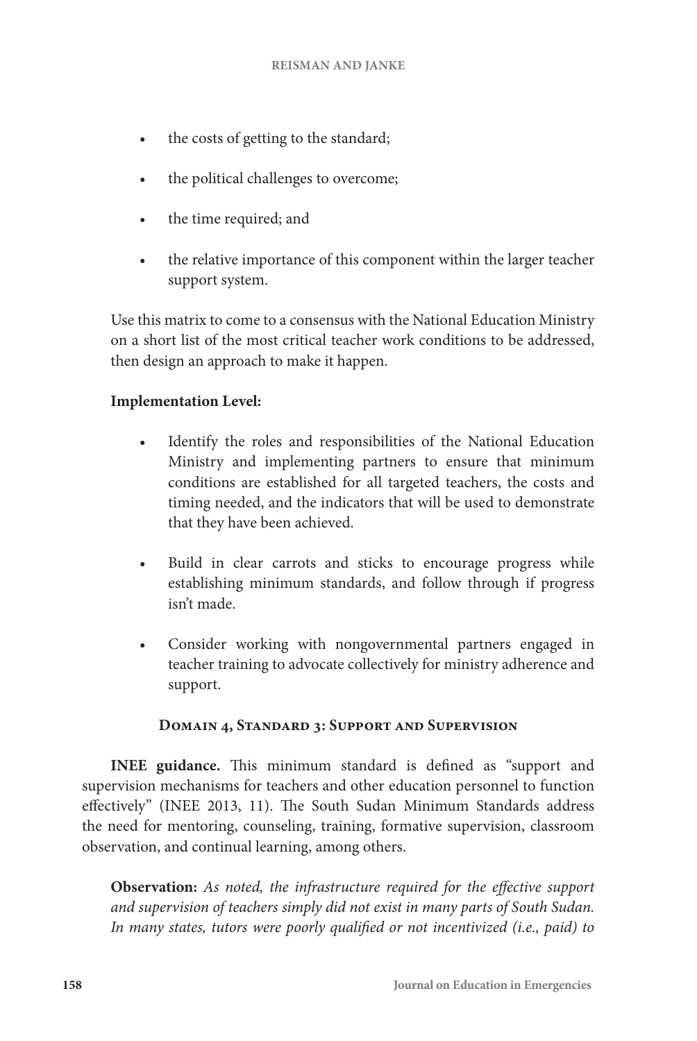- the costs of getting to the standard;
- the political challenges to overcome;
- the time required; and
- the relative importance of this component within the larger teacher support system.

Use this matrix to come to a consensus with the National Education Ministry on a short list of the most critical teacher work conditions to be addressed, then design an approach to make it happen.

**Implementation Level:**

- Identify the roles and responsibilities of the National Education Ministry and implementing partners to ensure that minimum conditions are established for all targeted teachers, the costs and timing needed, and the indicators that will be used to demonstrate that they have been achieved.
- Build in clear carrots and sticks to encourage progress while establishing minimum standards, and follow through if progress isn't made.
- Consider working with nongovernmental partners engaged in teacher training to advocate collectively for ministry adherence and support.

### Domain 4, Standard 3: Support and Supervision

**INEE guidance.** This minimum standard is defined as "support and supervision mechanisms for teachers and other education personnel to function effectively" (INEE 2013, 11). The South Sudan Minimum Standards address the need for mentoring, counseling, training, formative supervision, classroom observation, and continual learning, among others.

**Observation:** *As noted, the infrastructure required for the effective support and supervision of teachers simply did not exist in many parts of South Sudan. In many states, tutors were poorly qualified or not incentivized (i.e., paid) to*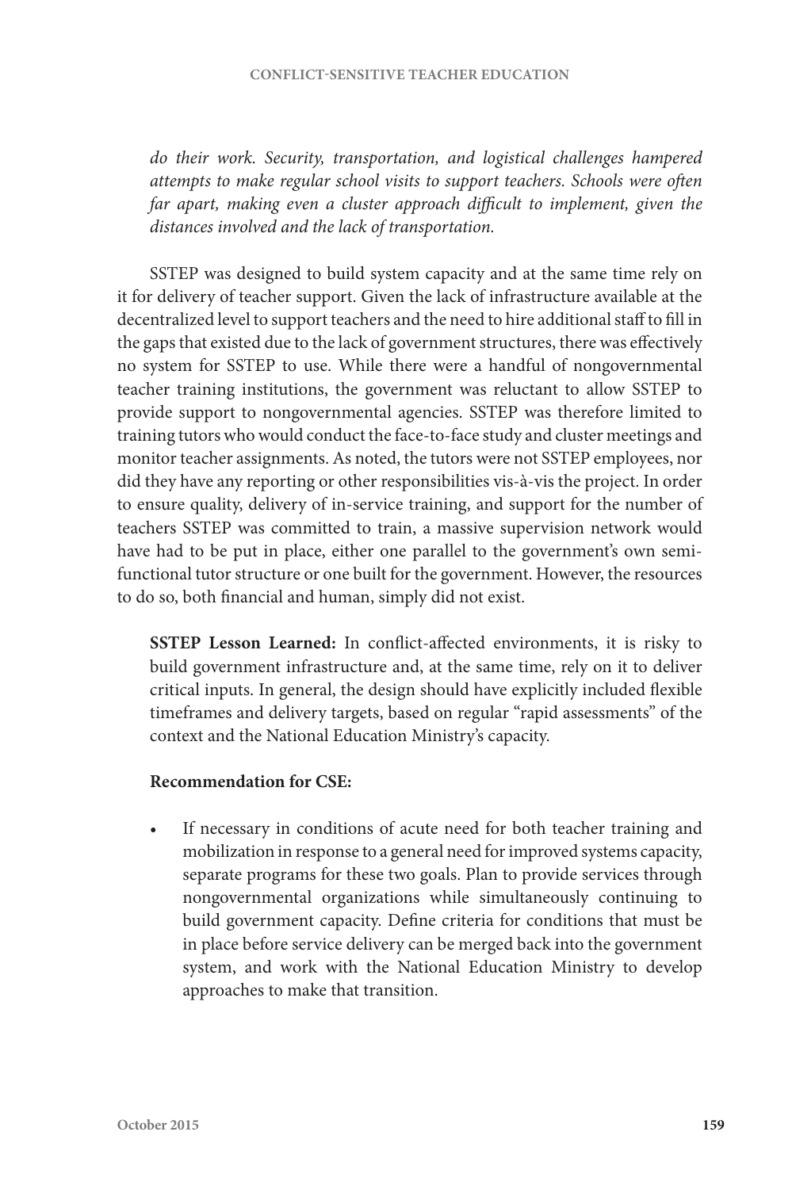*do their work. Security, transportation, and logistical challenges hampered attempts to make regular school visits to support teachers. Schools were often far apart, making even a cluster approach difficult to implement, given the distances involved and the lack of transportation.*

SSTEP was designed to build system capacity and at the same time rely on it for delivery of teacher support. Given the lack of infrastructure available at the decentralized level to support teachers and the need to hire additional staff to fill in the gaps that existed due to the lack of government structures, there was effectively no system for SSTEP to use. While there were a handful of nongovernmental teacher training institutions, the government was reluctant to allow SSTEP to provide support to nongovernmental agencies. SSTEP was therefore limited to training tutors who would conduct the face-to-face study and cluster meetings and monitor teacher assignments. As noted, the tutors were not SSTEP employees, nor did they have any reporting or other responsibilities vis-à-vis the project. In order to ensure quality, delivery of in-service training, and support for the number of teachers SSTEP was committed to train, a massive supervision network would have had to be put in place, either one parallel to the government's own semi-functional tutor structure or one built for the government. However, the resources to do so, both financial and human, simply did not exist.

**SSTEP Lesson Learned:** In conflict-affected environments, it is risky to build government infrastructure and, at the same time, rely on it to deliver critical inputs. In general, the design should have explicitly included flexible timeframes and delivery targets, based on regular "rapid assessments" of the context and the National Education Ministry's capacity.

**Recommendation for CSE:**

- If necessary in conditions of acute need for both teacher training and mobilization in response to a general need for improved systems capacity, separate programs for these two goals. Plan to provide services through nongovernmental organizations while simultaneously continuing to build government capacity. Define criteria for conditions that must be in place before service delivery can be merged back into the government system, and work with the National Education Ministry to develop approaches to make that transition.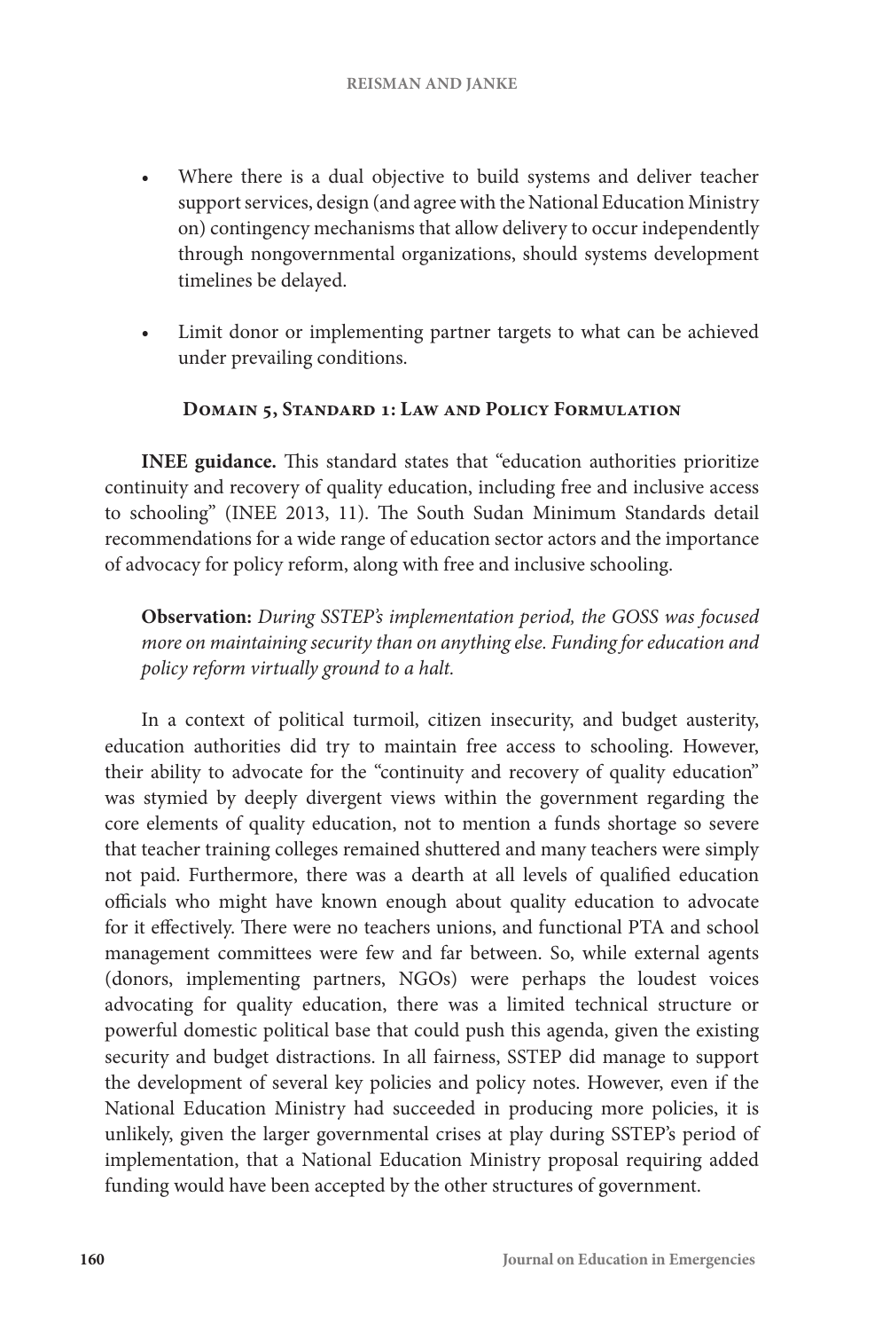- Where there is a dual objective to build systems and deliver teacher support services, design (and agree with the National Education Ministry on) contingency mechanisms that allow delivery to occur independently through nongovernmental organizations, should systems development timelines be delayed.

- Limit donor or implementing partner targets to what can be achieved under prevailing conditions.

### Domain 5, Standard 1: Law and Policy Formulation

**INEE guidance.** This standard states that "education authorities prioritize continuity and recovery of quality education, including free and inclusive access to schooling" (INEE 2013, 11). The South Sudan Minimum Standards detail recommendations for a wide range of education sector actors and the importance of advocacy for policy reform, along with free and inclusive schooling.

> **Observation:** *During SSTEP's implementation period, the GOSS was focused more on maintaining security than on anything else. Funding for education and policy reform virtually ground to a halt.*

In a context of political turmoil, citizen insecurity, and budget austerity, education authorities did try to maintain free access to schooling. However, their ability to advocate for the "continuity and recovery of quality education" was stymied by deeply divergent views within the government regarding the core elements of quality education, not to mention a funds shortage so severe that teacher training colleges remained shuttered and many teachers were simply not paid. Furthermore, there was a dearth at all levels of qualified education officials who might have known enough about quality education to advocate for it effectively. There were no teachers unions, and functional PTA and school management committees were few and far between. So, while external agents (donors, implementing partners, NGOs) were perhaps the loudest voices advocating for quality education, there was a limited technical structure or powerful domestic political base that could push this agenda, given the existing security and budget distractions. In all fairness, SSTEP did manage to support the development of several key policies and policy notes. However, even if the National Education Ministry had succeeded in producing more policies, it is unlikely, given the larger governmental crises at play during SSTEP's period of implementation, that a National Education Ministry proposal requiring added funding would have been accepted by the other structures of government.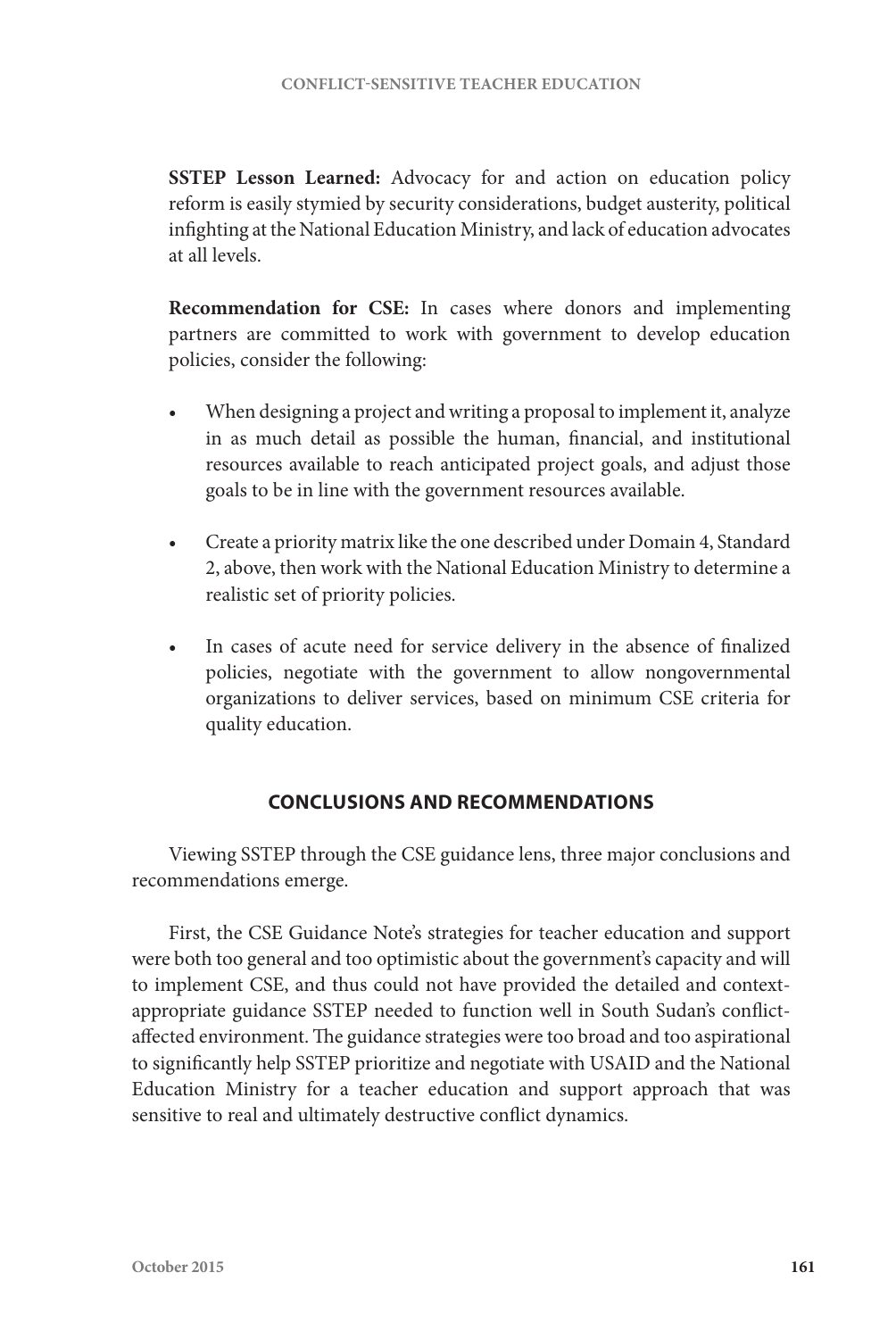**SSTEP Lesson Learned:** Advocacy for and action on education policy reform is easily stymied by security considerations, budget austerity, political infighting at the National Education Ministry, and lack of education advocates at all levels.

**Recommendation for CSE:** In cases where donors and implementing partners are committed to work with government to develop education policies, consider the following:

- When designing a project and writing a proposal to implement it, analyze in as much detail as possible the human, financial, and institutional resources available to reach anticipated project goals, and adjust those goals to be in line with the government resources available.
- Create a priority matrix like the one described under Domain 4, Standard 2, above, then work with the National Education Ministry to determine a realistic set of priority policies.
- In cases of acute need for service delivery in the absence of finalized policies, negotiate with the government to allow nongovernmental organizations to deliver services, based on minimum CSE criteria for quality education.

## CONCLUSIONS AND RECOMMENDATIONS

Viewing SSTEP through the CSE guidance lens, three major conclusions and recommendations emerge.

First, the CSE Guidance Note's strategies for teacher education and support were both too general and too optimistic about the government's capacity and will to implement CSE, and thus could not have provided the detailed and context-appropriate guidance SSTEP needed to function well in South Sudan's conflict-affected environment. The guidance strategies were too broad and too aspirational to significantly help SSTEP prioritize and negotiate with USAID and the National Education Ministry for a teacher education and support approach that was sensitive to real and ultimately destructive conflict dynamics.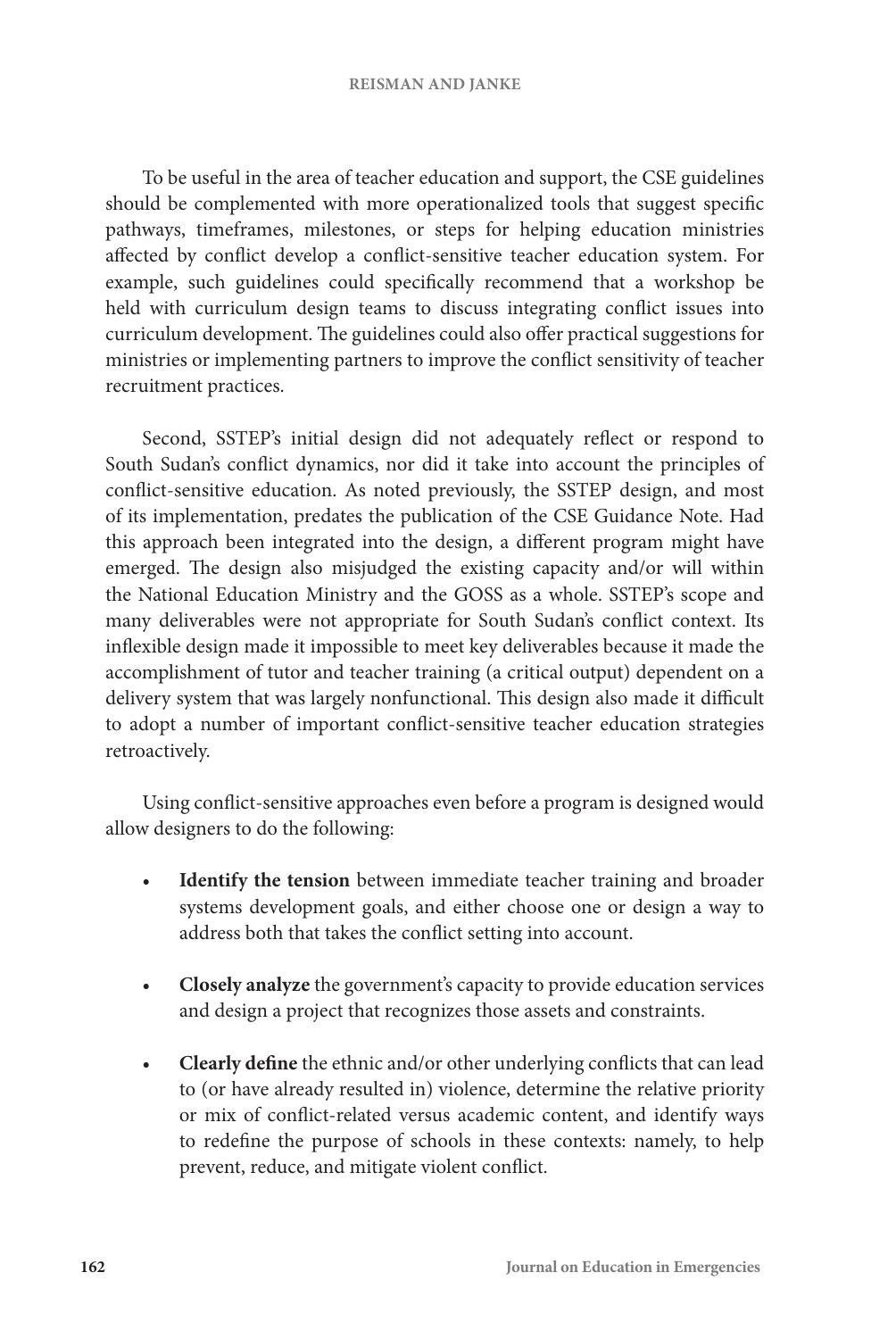To be useful in the area of teacher education and support, the CSE guidelines should be complemented with more operationalized tools that suggest specific pathways, timeframes, milestones, or steps for helping education ministries affected by conflict develop a conflict-sensitive teacher education system. For example, such guidelines could specifically recommend that a workshop be held with curriculum design teams to discuss integrating conflict issues into curriculum development. The guidelines could also offer practical suggestions for ministries or implementing partners to improve the conflict sensitivity of teacher recruitment practices.

Second, SSTEP's initial design did not adequately reflect or respond to South Sudan's conflict dynamics, nor did it take into account the principles of conflict-sensitive education. As noted previously, the SSTEP design, and most of its implementation, predates the publication of the CSE Guidance Note. Had this approach been integrated into the design, a different program might have emerged. The design also misjudged the existing capacity and/or will within the National Education Ministry and the GOSS as a whole. SSTEP's scope and many deliverables were not appropriate for South Sudan's conflict context. Its inflexible design made it impossible to meet key deliverables because it made the accomplishment of tutor and teacher training (a critical output) dependent on a delivery system that was largely nonfunctional. This design also made it difficult to adopt a number of important conflict-sensitive teacher education strategies retroactively.

Using conflict-sensitive approaches even before a program is designed would allow designers to do the following:

- **Identify the tension** between immediate teacher training and broader systems development goals, and either choose one or design a way to address both that takes the conflict setting into account.

- **Closely analyze** the government's capacity to provide education services and design a project that recognizes those assets and constraints.

- **Clearly define** the ethnic and/or other underlying conflicts that can lead to (or have already resulted in) violence, determine the relative priority or mix of conflict-related versus academic content, and identify ways to redefine the purpose of schools in these contexts: namely, to help prevent, reduce, and mitigate violent conflict.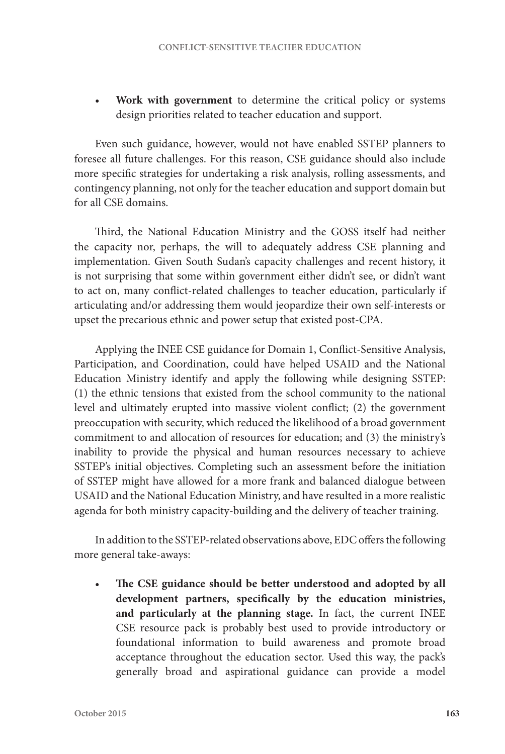- **Work with government** to determine the critical policy or systems design priorities related to teacher education and support.

Even such guidance, however, would not have enabled SSTEP planners to foresee all future challenges. For this reason, CSE guidance should also include more specific strategies for undertaking a risk analysis, rolling assessments, and contingency planning, not only for the teacher education and support domain but for all CSE domains.

Third, the National Education Ministry and the GOSS itself had neither the capacity nor, perhaps, the will to adequately address CSE planning and implementation. Given South Sudan's capacity challenges and recent history, it is not surprising that some within government either didn't see, or didn't want to act on, many conflict-related challenges to teacher education, particularly if articulating and/or addressing them would jeopardize their own self-interests or upset the precarious ethnic and power setup that existed post-CPA.

Applying the INEE CSE guidance for Domain 1, Conflict-Sensitive Analysis, Participation, and Coordination, could have helped USAID and the National Education Ministry identify and apply the following while designing SSTEP: (1) the ethnic tensions that existed from the school community to the national level and ultimately erupted into massive violent conflict; (2) the government preoccupation with security, which reduced the likelihood of a broad government commitment to and allocation of resources for education; and (3) the ministry's inability to provide the physical and human resources necessary to achieve SSTEP's initial objectives. Completing such an assessment before the initiation of SSTEP might have allowed for a more frank and balanced dialogue between USAID and the National Education Ministry, and have resulted in a more realistic agenda for both ministry capacity-building and the delivery of teacher training.

In addition to the SSTEP-related observations above, EDC offers the following more general take-aways:

- **The CSE guidance should be better understood and adopted by all development partners, specifically by the education ministries, and particularly at the planning stage.** In fact, the current INEE CSE resource pack is probably best used to provide introductory or foundational information to build awareness and promote broad acceptance throughout the education sector. Used this way, the pack's generally broad and aspirational guidance can provide a model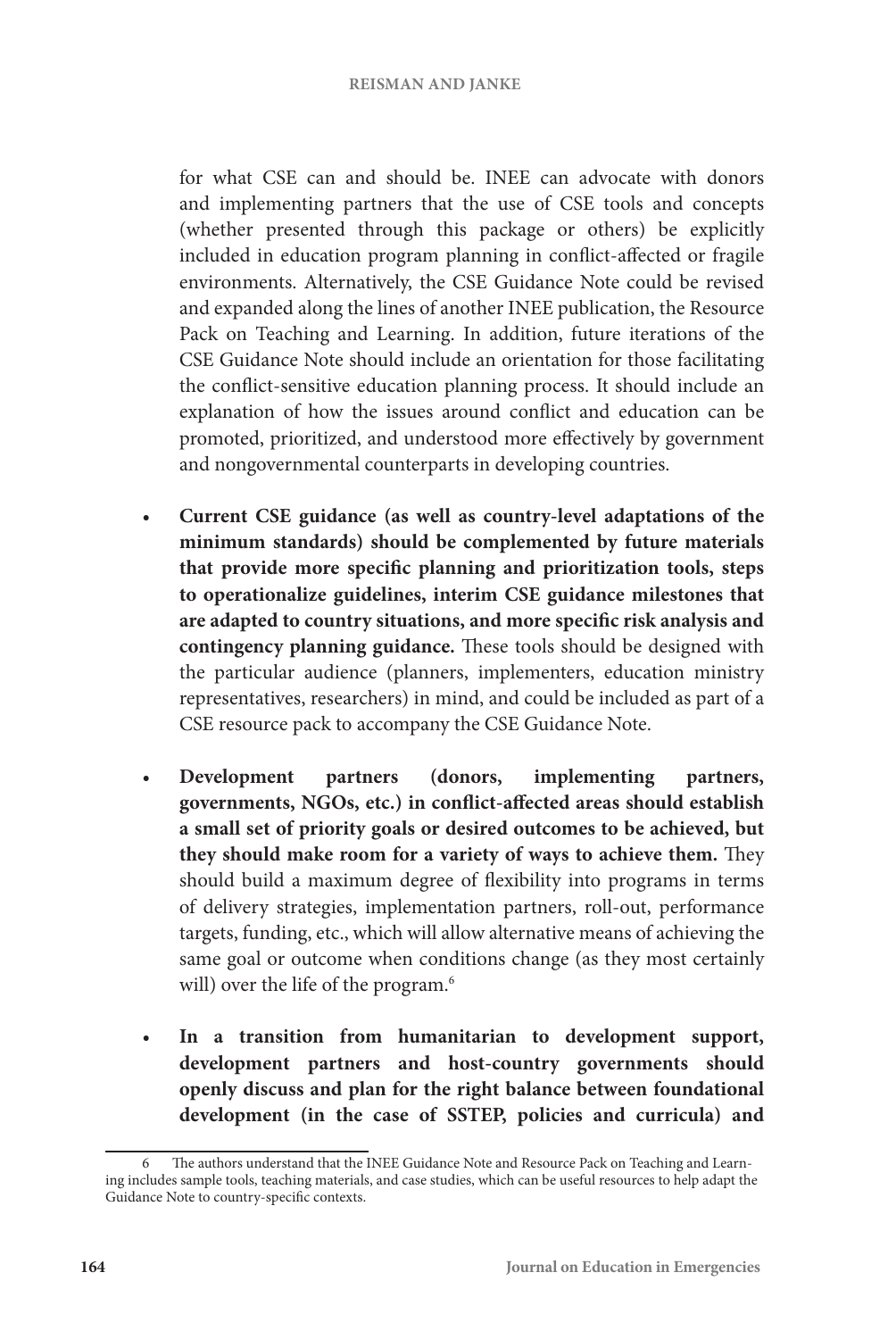for what CSE can and should be. INEE can advocate with donors and implementing partners that the use of CSE tools and concepts (whether presented through this package or others) be explicitly included in education program planning in conflict-affected or fragile environments. Alternatively, the CSE Guidance Note could be revised and expanded along the lines of another INEE publication, the Resource Pack on Teaching and Learning. In addition, future iterations of the CSE Guidance Note should include an orientation for those facilitating the conflict-sensitive education planning process. It should include an explanation of how the issues around conflict and education can be promoted, prioritized, and understood more effectively by government and nongovernmental counterparts in developing countries.

- **Current CSE guidance (as well as country-level adaptations of the minimum standards) should be complemented by future materials that provide more specific planning and prioritization tools, steps to operationalize guidelines, interim CSE guidance milestones that are adapted to country situations, and more specific risk analysis and contingency planning guidance.** These tools should be designed with the particular audience (planners, implementers, education ministry representatives, researchers) in mind, and could be included as part of a CSE resource pack to accompany the CSE Guidance Note.

- **Development partners (donors, implementing partners, governments, NGOs, etc.) in conflict-affected areas should establish a small set of priority goals or desired outcomes to be achieved, but they should make room for a variety of ways to achieve them.** They should build a maximum degree of flexibility into programs in terms of delivery strategies, implementation partners, roll-out, performance targets, funding, etc., which will allow alternative means of achieving the same goal or outcome when conditions change (as they most certainly will) over the life of the program.[6]

- **In a transition from humanitarian to development support, development partners and host-country governments should openly discuss and plan for the right balance between foundational development (in the case of SSTEP, policies and curricula) and**

[6] The authors understand that the INEE Guidance Note and Resource Pack on Teaching and Learning includes sample tools, teaching materials, and case studies, which can be useful resources to help adapt the Guidance Note to country-specific contexts.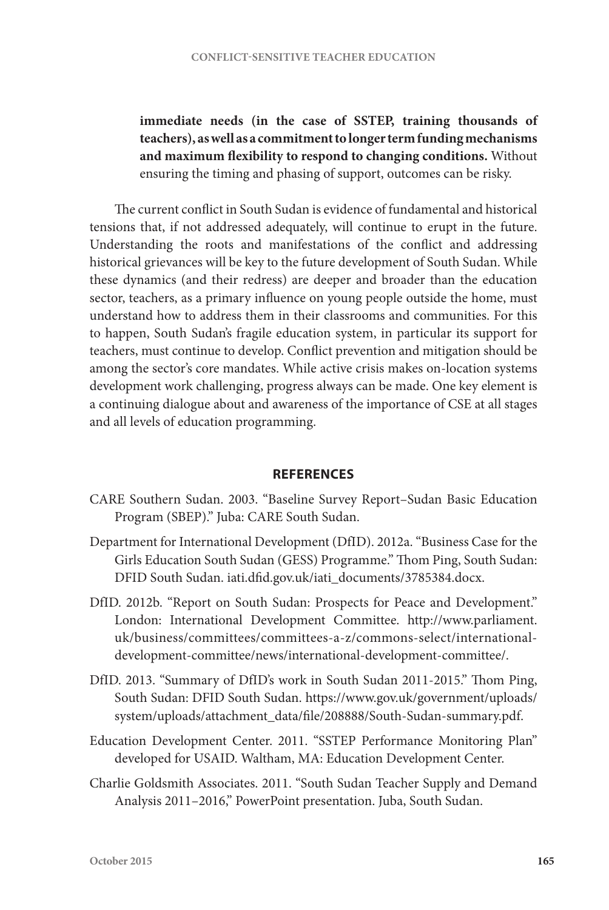**immediate needs (in the case of SSTEP, training thousands of teachers), as well as a commitment to longer term funding mechanisms and maximum flexibility to respond to changing conditions.** Without ensuring the timing and phasing of support, outcomes can be risky.

The current conflict in South Sudan is evidence of fundamental and historical tensions that, if not addressed adequately, will continue to erupt in the future. Understanding the roots and manifestations of the conflict and addressing historical grievances will be key to the future development of South Sudan. While these dynamics (and their redress) are deeper and broader than the education sector, teachers, as a primary influence on young people outside the home, must understand how to address them in their classrooms and communities. For this to happen, South Sudan's fragile education system, in particular its support for teachers, must continue to develop. Conflict prevention and mitigation should be among the sector's core mandates. While active crisis makes on-location systems development work challenging, progress always can be made. One key element is a continuing dialogue about and awareness of the importance of CSE at all stages and all levels of education programming.

## REFERENCES

CARE Southern Sudan. 2003. "Baseline Survey Report–Sudan Basic Education Program (SBEP)." Juba: CARE South Sudan.

Department for International Development (DfID). 2012a. "Business Case for the Girls Education South Sudan (GESS) Programme." Thom Ping, South Sudan: DFID South Sudan. iati.dfid.gov.uk/iati_documents/3785384.docx.

DfID. 2012b. "Report on South Sudan: Prospects for Peace and Development." London: International Development Committee. http://www.parliament.uk/business/committees/committees-a-z/commons-select/international-development-committee/news/international-development-committee/.

DfID. 2013. "Summary of DfID's work in South Sudan 2011-2015." Thom Ping, South Sudan: DFID South Sudan. https://www.gov.uk/government/uploads/system/uploads/attachment_data/file/208888/South-Sudan-summary.pdf.

Education Development Center. 2011. "SSTEP Performance Monitoring Plan" developed for USAID. Waltham, MA: Education Development Center.

Charlie Goldsmith Associates. 2011. "South Sudan Teacher Supply and Demand Analysis 2011–2016," PowerPoint presentation. Juba, South Sudan.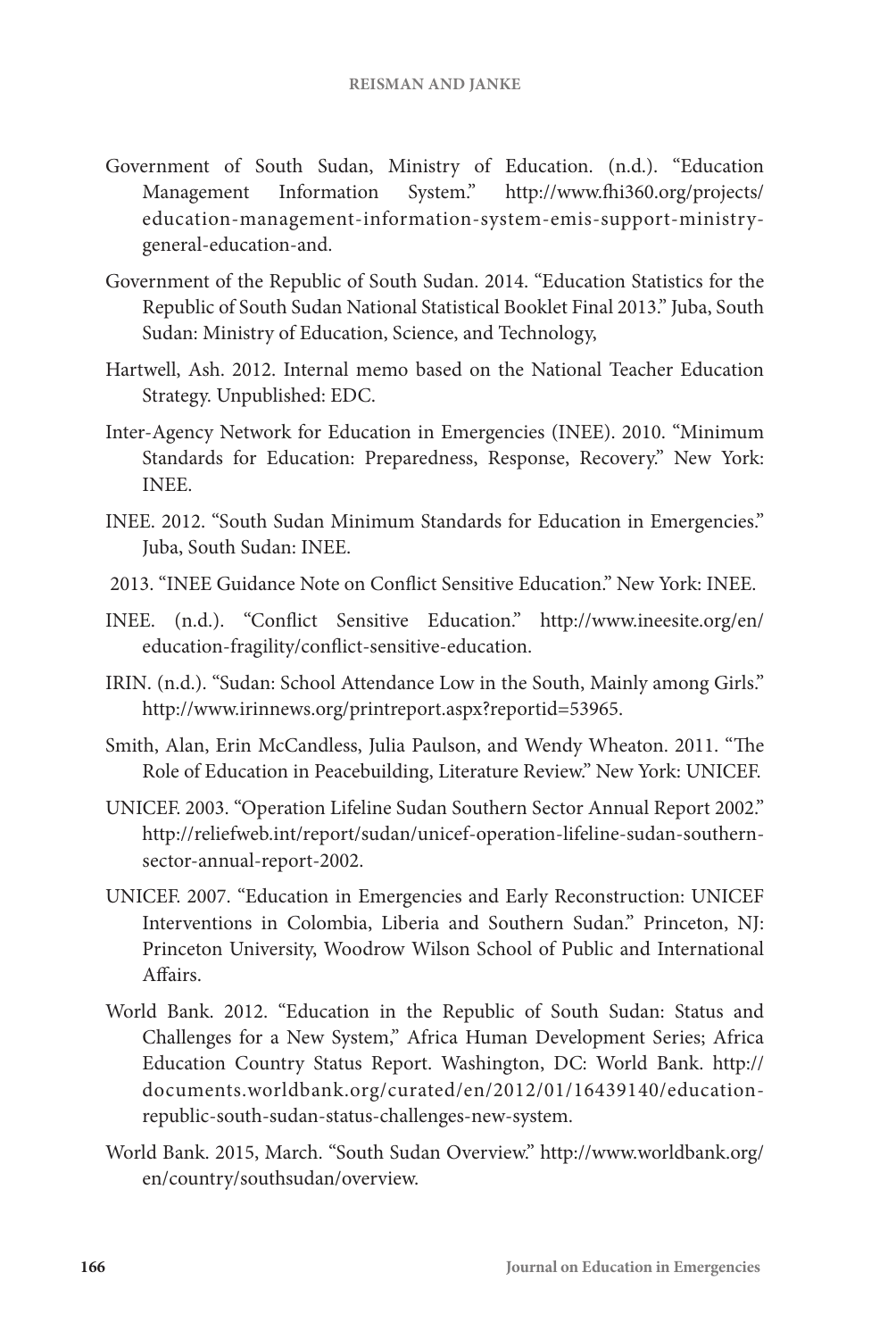Government of South Sudan, Ministry of Education. (n.d.). "Education Management Information System." http://www.fhi360.org/projects/education-management-information-system-emis-support-ministry-general-education-and.

Government of the Republic of South Sudan. 2014. "Education Statistics for the Republic of South Sudan National Statistical Booklet Final 2013." Juba, South Sudan: Ministry of Education, Science, and Technology,

Hartwell, Ash. 2012. Internal memo based on the National Teacher Education Strategy. Unpublished: EDC.

Inter-Agency Network for Education in Emergencies (INEE). 2010. "Minimum Standards for Education: Preparedness, Response, Recovery." New York: INEE.

INEE. 2012. "South Sudan Minimum Standards for Education in Emergencies." Juba, South Sudan: INEE.

2013. "INEE Guidance Note on Conflict Sensitive Education." New York: INEE.

INEE. (n.d.). "Conflict Sensitive Education." http://www.ineesite.org/en/education-fragility/conflict-sensitive-education.

IRIN. (n.d.). "Sudan: School Attendance Low in the South, Mainly among Girls." http://www.irinnews.org/printreport.aspx?reportid=53965.

Smith, Alan, Erin McCandless, Julia Paulson, and Wendy Wheaton. 2011. "The Role of Education in Peacebuilding, Literature Review." New York: UNICEF.

UNICEF. 2003. "Operation Lifeline Sudan Southern Sector Annual Report 2002." http://reliefweb.int/report/sudan/unicef-operation-lifeline-sudan-southern-sector-annual-report-2002.

UNICEF. 2007. "Education in Emergencies and Early Reconstruction: UNICEF Interventions in Colombia, Liberia and Southern Sudan." Princeton, NJ: Princeton University, Woodrow Wilson School of Public and International Affairs.

World Bank. 2012. "Education in the Republic of South Sudan: Status and Challenges for a New System," Africa Human Development Series; Africa Education Country Status Report. Washington, DC: World Bank. http://documents.worldbank.org/curated/en/2012/01/16439140/education-republic-south-sudan-status-challenges-new-system.

World Bank. 2015, March. "South Sudan Overview." http://www.worldbank.org/en/country/southsudan/overview.